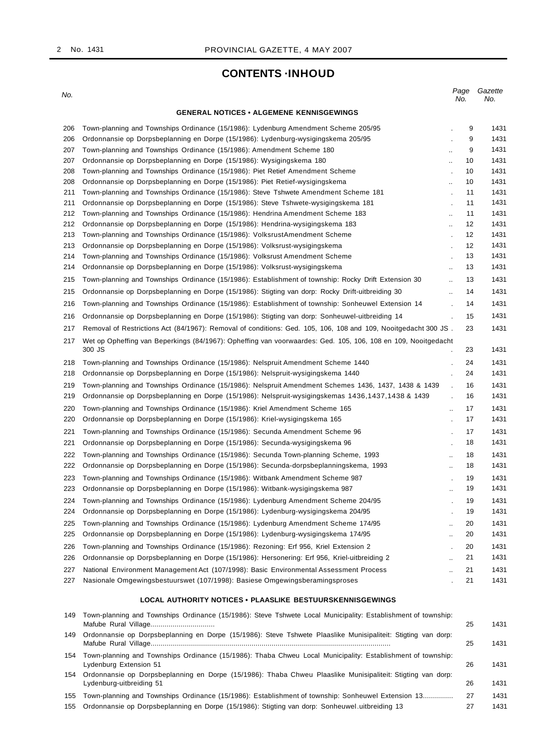## CONTENTS ·INHOUD

| No. | | Page No. | Gazette No. |
|---|---|---|---|
| | **GENERAL NOTICES • ALGEMENE KENNISGEWINGS** | | |
| 206 | Town-planning and Townships Ordinance (15/1986): Lydenburg Amendment Scheme 205/95 | 9 | 1431 |
| 206 | Ordonnansie op Dorpsbeplanning en Dorpe (15/1986): Lydenburg-wysigingskema 205/95 | 9 | 1431 |
| 207 | Town-planning and Townships Ordinance (15/1986): Amendment Scheme 180 | 9 | 1431 |
| 207 | Ordonnansie op Dorpsbeplanning en Dorpe (15/1986): Wysigingskema 180 | 10 | 1431 |
| 208 | Town-planning and Townships Ordinance (15/1986): Piet Retief Amendment Scheme | 10 | 1431 |
| 208 | Ordonnansie op Dorpsbeplanning en Dorpe (15/1986): Piet Retief-wysigingskema | 10 | 1431 |
| 211 | Town-planning and Townships Ordinance (15/1986): Steve Tshwete Amendment Scheme 181 | 11 | 1431 |
| 211 | Ordonnansie op Dorpsbeplanning en Dorpe (15/1986): Steve Tshwete-wysigingskema 181 | 11 | 1431 |
| 212 | Town-planning and Townships Ordinance (15/1986): Hendrina Amendment Scheme 183 | 11 | 1431 |
| 212 | Ordonnansie op Dorpsbeplanning en Dorpe (15/1986): Hendrina-wysigingskema 183 | 12 | 1431 |
| 213 | Town-planning and Townships Ordinance (15/1986): VolksrustAmendment Scheme | 12 | 1431 |
| 213 | Ordonnansie op Dorpsbeplanning en Dorpe (15/1986): Volksrust-wysigingskema | 12 | 1431 |
| 214 | Town-planning and Townships Ordinance (15/1986): Volksrust Amendment Scheme | 13 | 1431 |
| 214 | Ordonnansie op Dorpsbeplanning en Dorpe (15/1986): Volksrust-wysigingskema | 13 | 1431 |
| 215 | Town-planning and Townships Ordinance (15/1986): Establishment of township: Rocky Drift Extension 30 | 13 | 1431 |
| 215 | Ordonnansie op Dorpsbeplanning en Dorpe (15/1986): Stigting van dorp: Rocky Drift-uitbreiding 30 | 14 | 1431 |
| 216 | Town-planning and Townships Ordinance (15/1986): Establishment of township: Sonheuwel Extension 14 | 14 | 1431 |
| 216 | Ordonnansie op Dorpsbeplanning en Dorpe (15/1986): Stigting van dorp: Sonheuwel-uitbreiding 14 | 15 | 1431 |
| 217 | Removal of Restrictions Act (84/1967): Removal of conditions: Ged. 105, 106, 108 and 109, Nooitgedacht 300 JS | 23 | 1431 |
| 217 | Wet op Opheffing van Beperkings (84/1967): Opheffing van voorwaardes: Ged. 105, 106, 108 en 109, Nooitgedacht 300 JS | 23 | 1431 |
| 218 | Town-planning and Townships Ordinance (15/1986): Nelspruit Amendment Scheme 1440 | 24 | 1431 |
| 218 | Ordonnansie op Dorpsbeplanning en Dorpe (15/1986): Nelspruit-wysigingskema 1440 | 24 | 1431 |
| 219 | Town-planning and Townships Ordinance (15/1986): Nelspruit Amendment Schemes 1436, 1437, 1438 & 1439 | 16 | 1431 |
| 219 | Ordonnansie op Dorpsbeplanning en Dorpe (15/1986): Nelspruit-wysigingskemas 1436,1437,1438 & 1439 | 16 | 1431 |
| 220 | Town-planning and Townships Ordinance (15/1986): Kriel Amendment Scheme 165 | 17 | 1431 |
| 220 | Ordonnansie op Dorpsbeplanning en Dorpe (15/1986): Kriel-wysigingskema 165 | 17 | 1431 |
| 221 | Town-planning and Townships Ordinance (15/1986): Secunda Amendment Scheme 96 | 17 | 1431 |
| 221 | Ordonnansie op Dorpsbeplanning en Dorpe (15/1986): Secunda-wysigingskema 96 | 18 | 1431 |
| 222 | Town-planning and Townships Ordinance (15/1986): Secunda Town-planning Scheme, 1993 | 18 | 1431 |
| 222 | Ordonnansie op Dorpsbeplanning en Dorpe (15/1986): Secunda-dorpsbeplanningskema, 1993 | 18 | 1431 |
| 223 | Town-planning and Townships Ordinance (15/1986): Witbank Amendment Scheme 987 | 19 | 1431 |
| 223 | Ordonnansie op Dorpsbeplanning en Dorpe (15/1986): Witbank-wysigingskema 987 | 19 | 1431 |
| 224 | Town-planning and Townships Ordinance (15/1986): Lydenburg Amendment Scheme 204/95 | 19 | 1431 |
| 224 | Ordonnansie op Dorpsbeplanning en Dorpe (15/1986): Lydenburg-wysigingskema 204/95 | 19 | 1431 |
| 225 | Town-planning and Townships Ordinance (15/1986): Lydenburg Amendment Scheme 174/95 | 20 | 1431 |
| 225 | Ordonnansie op Dorpsbeplanning en Dorpe (15/1986): Lydenburg-wysigingskema 174/95 | 20 | 1431 |
| 226 | Town-planning and Townships Ordinance (15/1986): Rezoning: Erf 956, Kriel Extension 2 | 20 | 1431 |
| 226 | Ordonnansie op Dorpsbeplanning en Dorpe (15/1986): Hersonering: Erf 956, Kriel-uitbreiding 2 | 21 | 1431 |
| 227 | National Environment Management Act (107/1998): Basic Environmental Assessment Process | 21 | 1431 |
| 227 | Nasionale Omgewingsbestuurswet (107/1998): Basiese Omgewingsberamingsproses | 21 | 1431 |
| | **LOCAL AUTHORITY NOTICES • PLAASLIKE BESTUURSKENNISGEWINGS** | | |
| 149 | Town-planning and Townships Ordinance (15/1986): Steve Tshwete Local Municipality: Establishment of township: Mafube Rural Village | 25 | 1431 |
| 149 | Ordonnansie op Dorpsbeplanning en Dorpe (15/1986): Steve Tshwete Plaaslike Munisipaliteit: Stigting van dorp: Mafube Rural Village | 25 | 1431 |
| 154 | Town-planning and Townships Ordinance (15/1986): Thaba Chweu Local Municipality: Establishment of township: Lydenburg Extension 51 | 26 | 1431 |
| 154 | Ordonnansie op Dorpsbeplanning en Dorpe (15/1986): Thaba Chweu Plaaslike Munisipaliteit: Stigting van dorp: Lydenburg-uitbreiding 51 | 26 | 1431 |
| 155 | Town-planning and Townships Ordinance (15/1986): Establishment of township: Sonheuwel Extension 13 | 27 | 1431 |
| 155 | Ordonnansie op Dorpsbeplanning en Dorpe (15/1986): Stigting van dorp: Sonheuwel.uitbreiding 13 | 27 | 1431 |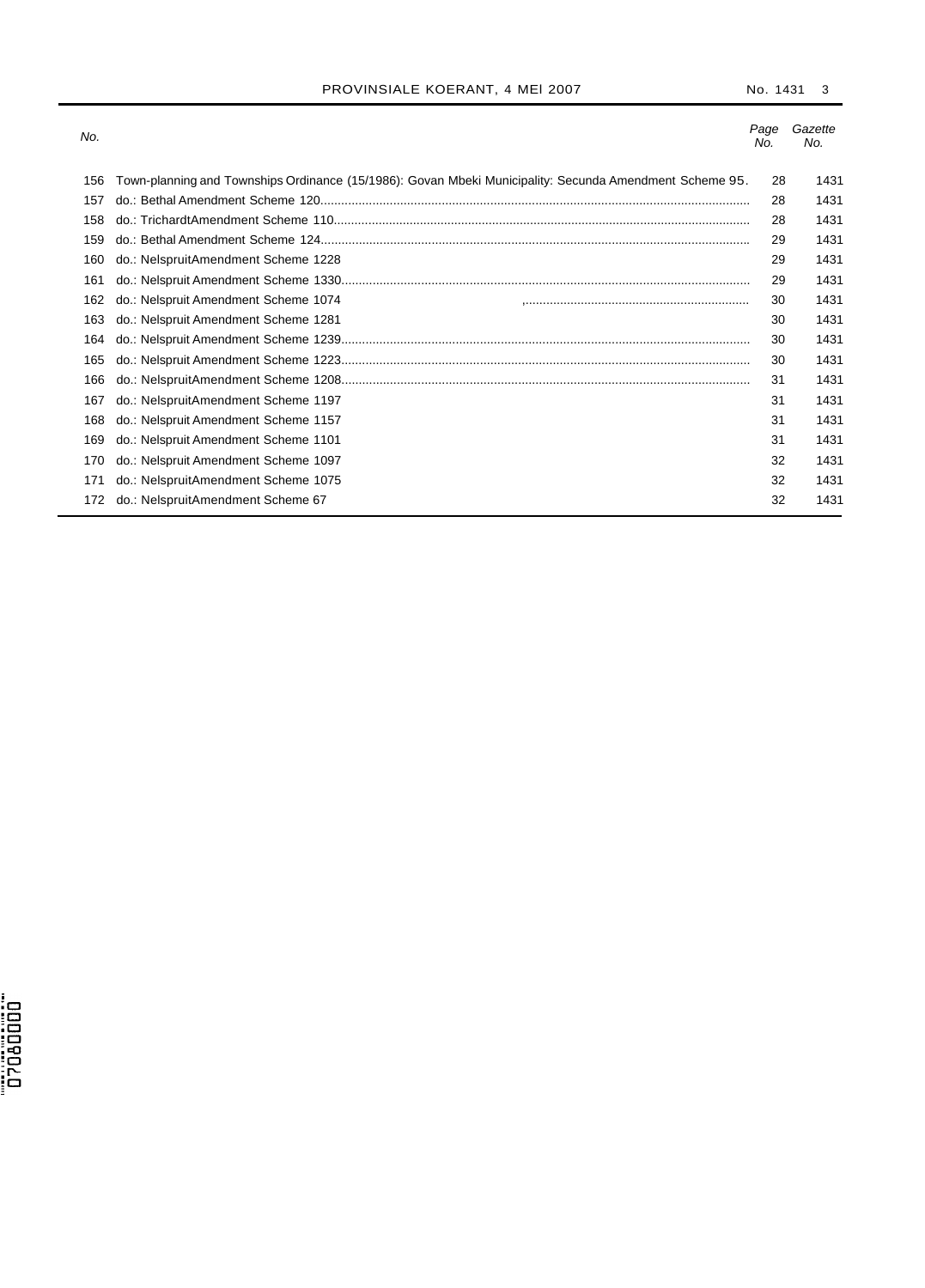| No. | | Page No. | Gazette No. |
|---|---|---|---|
| 156 | Town-planning and Townships Ordinance (15/1986): Govan Mbeki Municipality: Secunda Amendment Scheme 95. | 28 | 1431 |
| 157 | do.: Bethal Amendment Scheme 120 | 28 | 1431 |
| 158 | do.: TrichardtAmendment Scheme 110 | 28 | 1431 |
| 159 | do.: Bethal Amendment Scheme 124 | 29 | 1431 |
| 160 | do.: NelspruitAmendment Scheme 1228 | 29 | 1431 |
| 161 | do.: Nelspruit Amendment Scheme 1330 | 29 | 1431 |
| 162 | do.: Nelspruit Amendment Scheme 1074 | 30 | 1431 |
| 163 | do.: Nelspruit Amendment Scheme 1281 | 30 | 1431 |
| 164 | do.: Nelspruit Amendment Scheme 1239 | 30 | 1431 |
| 165 | do.: Nelspruit Amendment Scheme 1223 | 30 | 1431 |
| 166 | do.: NelspruitAmendment Scheme 1208 | 31 | 1431 |
| 167 | do.: NelspruitAmendment Scheme 1197 | 31 | 1431 |
| 168 | do.: Nelspruit Amendment Scheme 1157 | 31 | 1431 |
| 169 | do.: Nelspruit Amendment Scheme 1101 | 31 | 1431 |
| 170 | do.: Nelspruit Amendment Scheme 1097 | 32 | 1431 |
| 171 | do.: NelspruitAmendment Scheme 1075 | 32 | 1431 |
| 172 | do.: NelspruitAmendment Scheme 67 | 32 | 1431 |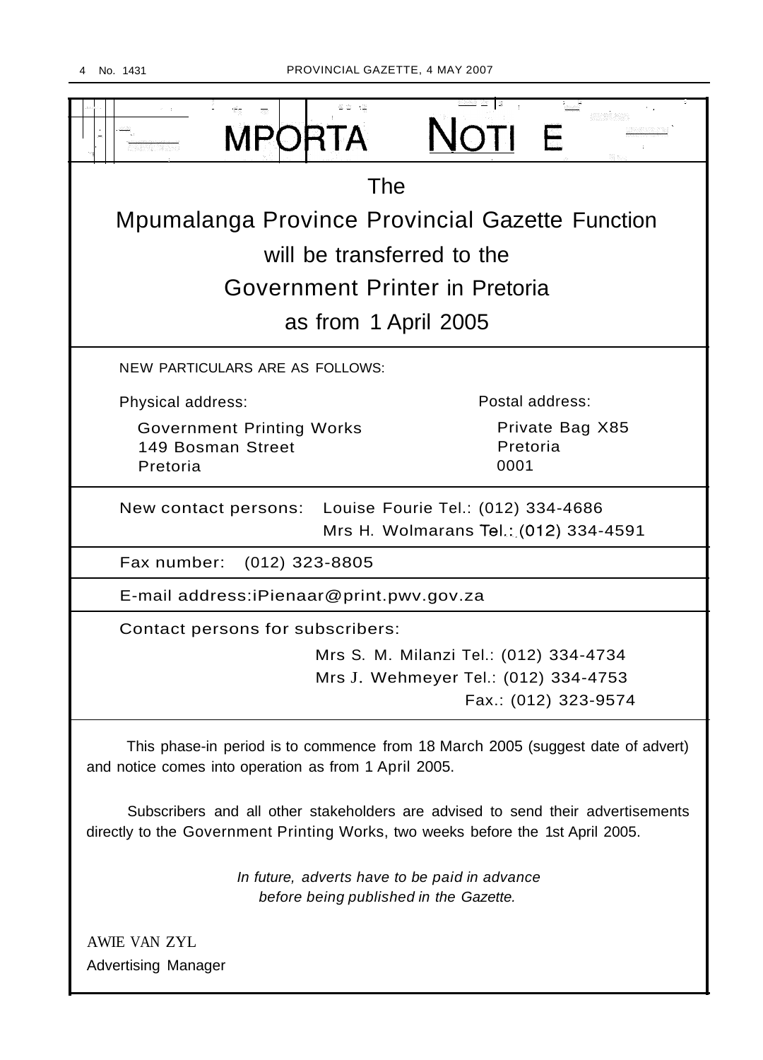# MPORTA NOTI E

## The
## Mpumalanga Province Provincial Gazette Function
## will be transferred to the
## Government Printer in Pretoria
## as from 1 April 2005

NEW PARTICULARS ARE AS FOLLOWS:

Physical address:

Government Printing Works
149 Bosman Street
Pretoria

Postal address:

Private Bag X85
Pretoria
0001

New contact persons: Louise Fourie Tel.: (012) 334-4686
Mrs H. Wolmarans Tel.: (012) 334-4591

Fax number: (012) 323-8805

E-mail address:iPienaar@print.pwv.gov.za

Contact persons for subscribers:

Mrs S. M. Milanzi Tel.: (012) 334-4734
Mrs J. Wehmeyer Tel.: (012) 334-4753
Fax.: (012) 323-9574

This phase-in period is to commence from 18 March 2005 (suggest date of advert) and notice comes into operation as from 1 April 2005.

Subscribers and all other stakeholders are advised to send their advertisements directly to the Government Printing Works, two weeks before the 1st April 2005.

*In future, adverts have to be paid in advance before being published in the Gazette.*

AWIE VAN ZYL
Advertising Manager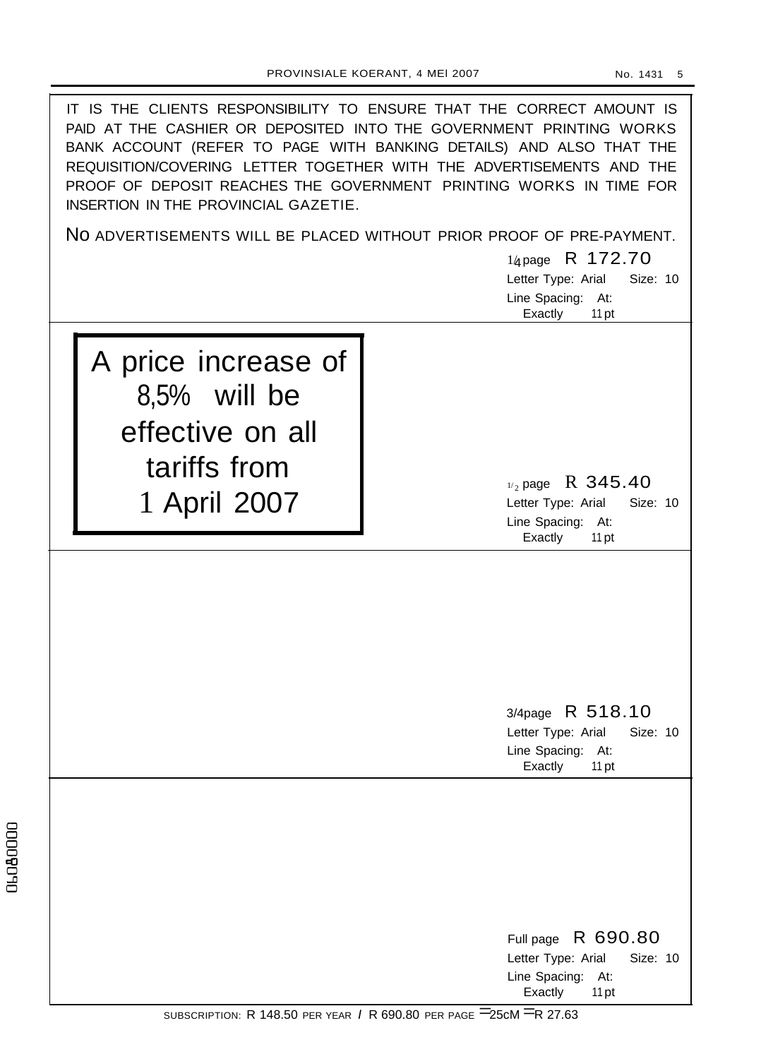IT IS THE CLIENTS RESPONSIBILITY TO ENSURE THAT THE CORRECT AMOUNT IS PAID AT THE CASHIER OR DEPOSITED INTO THE GOVERNMENT PRINTING WORKS BANK ACCOUNT (REFER TO PAGE WITH BANKING DETAILS) AND ALSO THAT THE REQUISITION/COVERING LETTER TOGETHER WITH THE ADVERTISEMENTS AND THE PROOF OF DEPOSIT REACHES THE GOVERNMENT PRINTING WORKS IN TIME FOR INSERTION IN THE PROVINCIAL GAZETIE.

NO ADVERTISEMENTS WILL BE PLACED WITHOUT PRIOR PROOF OF PRE-PAYMENT.

1/4 page R 172.70
Letter Type: Arial Size: 10
Line Spacing: At: Exactly 11 pt

**A price increase of 8,5% will be effective on all tariffs from 1 April 2007**

1/2 page R 345.40
Letter Type: Arial Size: 10
Line Spacing: At: Exactly 11 pt

3/4page R 518.10
Letter Type: Arial Size: 10
Line Spacing: At: Exactly 11 pt

Full page R 690.80
Letter Type: Arial Size: 10
Line Spacing: At: Exactly 11 pt

SUBSCRIPTION: R 148.50 PER YEAR / R 690.80 PER PAGE = 25cM = R 27.63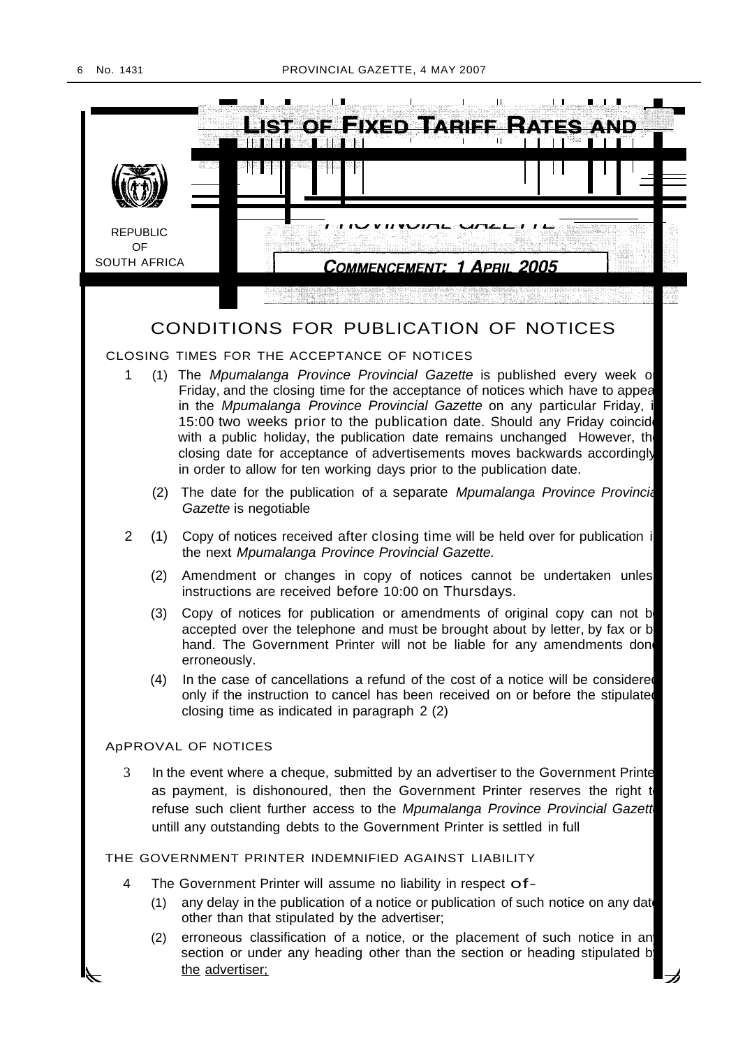# LIST OF FIXED TARIFF RATES AND

REPUBLIC OF SOUTH AFRICA

PROVINCIAL GAZETTE

**COMMENCEMENT: 1 APRIL 2005**

## CONDITIONS FOR PUBLICATION OF NOTICES

### CLOSING TIMES FOR THE ACCEPTANCE OF NOTICES

1 (1) The *Mpumalanga Province Provincial Gazette* is published every week on Friday, and the closing time for the acceptance of notices which have to appear in the *Mpumalanga Province Provincial Gazette* on any particular Friday, is 15:00 two weeks prior to the publication date. Should any Friday coincide with a public holiday, the publication date remains unchanged However, the closing date for acceptance of advertisements moves backwards accordingly in order to allow for ten working days prior to the publication date.

(2) The date for the publication of a separate *Mpumalanga Province Provincial Gazette* is negotiable

2 (1) Copy of notices received after closing time will be held over for publication in the next *Mpumalanga Province Provincial Gazette.*

(2) Amendment or changes in copy of notices cannot be undertaken unless instructions are received before 10:00 on Thursdays.

(3) Copy of notices for publication or amendments of original copy can not be accepted over the telephone and must be brought about by letter, by fax or by hand. The Government Printer will not be liable for any amendments done erroneously.

(4) In the case of cancellations a refund of the cost of a notice will be considered only if the instruction to cancel has been received on or before the stipulated closing time as indicated in paragraph 2 (2)

### ApPROVAL OF NOTICES

3 In the event where a cheque, submitted by an advertiser to the Government Printer as payment, is dishonoured, then the Government Printer reserves the right to refuse such client further access to the *Mpumalanga Province Provincial Gazette* untill any outstanding debts to the Government Printer is settled in full

### THE GOVERNMENT PRINTER INDEMNIFIED AGAINST LIABILITY

4 The Government Printer will assume no liability in respect of-

(1) any delay in the publication of a notice or publication of such notice on any date other than that stipulated by the advertiser;

(2) erroneous classification of a notice, or the placement of such notice in any section or under any heading other than the section or heading stipulated by the advertiser;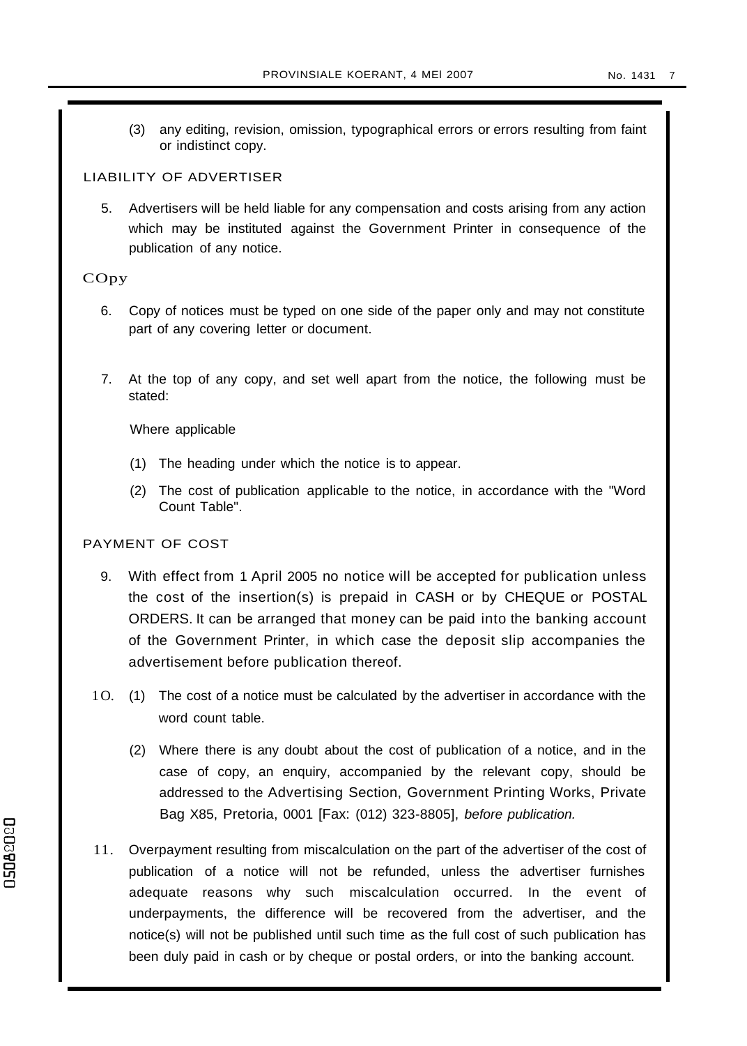(3) any editing, revision, omission, typographical errors or errors resulting from faint or indistinct copy.

## LIABILITY OF ADVERTISER

5. Advertisers will be held liable for any compensation and costs arising from any action which may be instituted against the Government Printer in consequence of the publication of any notice.

## COpy

6. Copy of notices must be typed on one side of the paper only and may not constitute part of any covering letter or document.

7. At the top of any copy, and set well apart from the notice, the following must be stated:

   Where applicable

   (1) The heading under which the notice is to appear.

   (2) The cost of publication applicable to the notice, in accordance with the "Word Count Table".

## PAYMENT OF COST

9. With effect from 1 April 2005 no notice will be accepted for publication unless the cost of the insertion(s) is prepaid in CASH or by CHEQUE or POSTAL ORDERS. It can be arranged that money can be paid into the banking account of the Government Printer, in which case the deposit slip accompanies the advertisement before publication thereof.

1O. (1) The cost of a notice must be calculated by the advertiser in accordance with the word count table.

   (2) Where there is any doubt about the cost of publication of a notice, and in the case of copy, an enquiry, accompanied by the relevant copy, should be addressed to the Advertising Section, Government Printing Works, Private Bag X85, Pretoria, 0001 [Fax: (012) 323-8805], *before publication.*

11. Overpayment resulting from miscalculation on the part of the advertiser of the cost of publication of a notice will not be refunded, unless the advertiser furnishes adequate reasons why such miscalculation occurred. In the event of underpayments, the difference will be recovered from the advertiser, and the notice(s) will not be published until such time as the full cost of such publication has been duly paid in cash or by cheque or postal orders, or into the banking account.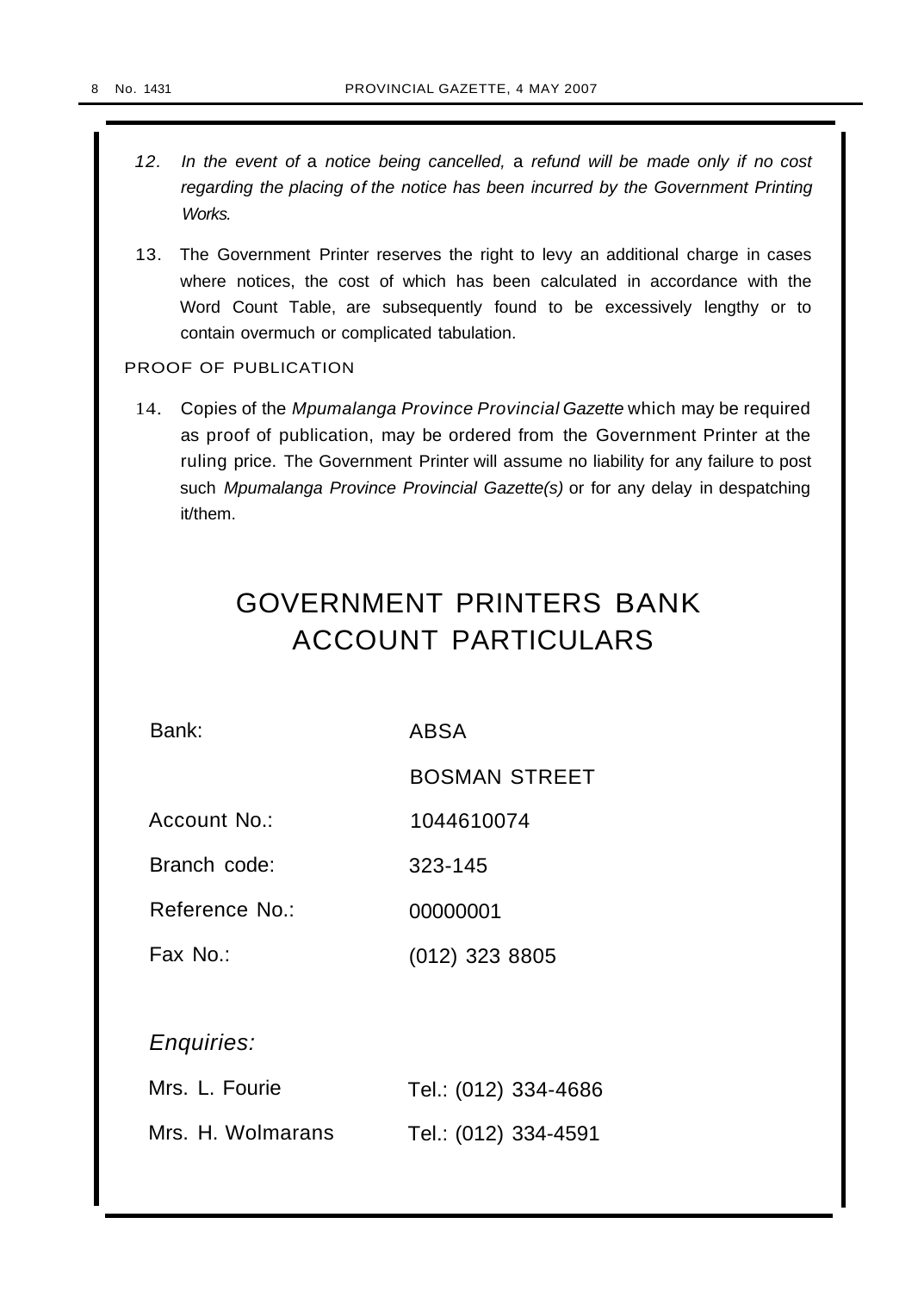12. *In the event of a notice being cancelled, a refund will be made only if no cost regarding the placing of the notice has been incurred by the Government Printing Works.*

13. The Government Printer reserves the right to levy an additional charge in cases where notices, the cost of which has been calculated in accordance with the Word Count Table, are subsequently found to be excessively lengthy or to contain overmuch or complicated tabulation.

PROOF OF PUBLICATION

14. Copies of the *Mpumalanga Province Provincial Gazette* which may be required as proof of publication, may be ordered from the Government Printer at the ruling price. The Government Printer will assume no liability for any failure to post such *Mpumalanga Province Provincial Gazette(s)* or for any delay in despatching it/them.

# GOVERNMENT PRINTERS BANK ACCOUNT PARTICULARS

| | |
|---|---|
| Bank: | ABSA |
| | BOSMAN STREET |
| Account No.: | 1044610074 |
| Branch code: | 323-145 |
| Reference No.: | 00000001 |
| Fax No.: | (012) 323 8805 |

*Enquiries:*

| | |
|---|---|
| Mrs. L. Fourie | Tel.: (012) 334-4686 |
| Mrs. H. Wolmarans | Tel.: (012) 334-4591 |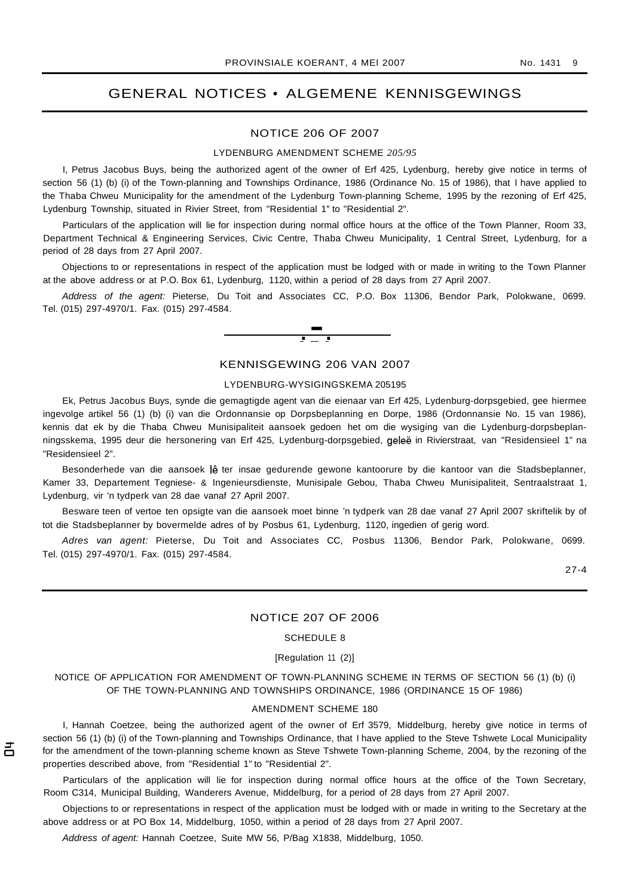# GENERAL NOTICES • ALGEMENE KENNISGEWINGS

## NOTICE 206 OF 2007

LYDENBURG AMENDMENT SCHEME *205/95*

I, Petrus Jacobus Buys, being the authorized agent of the owner of Erf 425, Lydenburg, hereby give notice in terms of section 56 (1) (b) (i) of the Town-planning and Townships Ordinance, 1986 (Ordinance No. 15 of 1986), that I have applied to the Thaba Chweu Municipality for the amendment of the Lydenburg Town-planning Scheme, 1995 by the rezoning of Erf 425, Lydenburg Township, situated in Rivier Street, from "Residential 1" to "Residential 2".

Particulars of the application will lie for inspection during normal office hours at the office of the Town Planner, Room 33, Department Technical & Engineering Services, Civic Centre, Thaba Chweu Municipality, 1 Central Street, Lydenburg, for a period of 28 days from 27 April 2007.

Objections to or representations in respect of the application must be lodged with or made in writing to the Town Planner at the above address or at P.O. Box 61, Lydenburg, 1120, within a period of 28 days from 27 April 2007.

*Address of the agent:* Pieterse, Du Toit and Associates CC, P.O. Box 11306, Bendor Park, Polokwane, 0699. Tel. (015) 297-4970/1. Fax. (015) 297-4584.

---

## KENNISGEWING 206 VAN 2007

LYDENBURG-WYSIGINGSKEMA 205195

Ek, Petrus Jacobus Buys, synde die gemagtigde agent van die eienaar van Erf 425, Lydenburg-dorpsgebied, gee hiermee ingevolge artikel 56 (1) (b) (i) van die Ordonnansie op Dorpsbeplanning en Dorpe, 1986 (Ordonnansie No. 15 van 1986), kennis dat ek by die Thaba Chweu Munisipaliteit aansoek gedoen het om die wysiging van die Lydenburg-dorpsbeplanningsskema, 1995 deur die hersonering van Erf 425, Lydenburg-dorpsgebied, geleë in Rivierstraat, van "Residensieel 1" na "Residensieel 2".

Besonderhede van die aansoek lê ter insae gedurende gewone kantoorure by die kantoor van die Stadsbeplanner, Kamer 33, Departement Tegniese- & Ingenieursdienste, Munisipale Gebou, Thaba Chweu Munisipaliteit, Sentraalstraat 1, Lydenburg, vir 'n tydperk van 28 dae vanaf 27 April 2007.

Besware teen of vertoe ten opsigte van die aansoek moet binne 'n tydperk van 28 dae vanaf 27 April 2007 skriftelik by of tot die Stadsbeplanner by bovermelde adres of by Posbus 61, Lydenburg, 1120, ingedien of gerig word.

*Adres van agent:* Pieterse, Du Toit and Associates CC, Posbus 11306, Bendor Park, Polokwane, 0699. Tel. (015) 297-4970/1. Fax. (015) 297-4584.

27-4

---

## NOTICE 207 OF 2006

SCHEDULE 8

[Regulation 11 (2)]

NOTICE OF APPLICATION FOR AMENDMENT OF TOWN-PLANNING SCHEME IN TERMS OF SECTION 56 (1) (b) (i) OF THE TOWN-PLANNING AND TOWNSHIPS ORDINANCE, 1986 (ORDINANCE 15 OF 1986)

AMENDMENT SCHEME 180

I, Hannah Coetzee, being the authorized agent of the owner of Erf 3579, Middelburg, hereby give notice in terms of section 56 (1) (b) (i) of the Town-planning and Townships Ordinance, that I have applied to the Steve Tshwete Local Municipality for the amendment of the town-planning scheme known as Steve Tshwete Town-planning Scheme, 2004, by the rezoning of the properties described above, from "Residential 1" to "Residential 2".

Particulars of the application will lie for inspection during normal office hours at the office of the Town Secretary, Room C314, Municipal Building, Wanderers Avenue, Middelburg, for a period of 28 days from 27 April 2007.

Objections to or representations in respect of the application must be lodged with or made in writing to the Secretary at the above address or at PO Box 14, Middelburg, 1050, within a period of 28 days from 27 April 2007.

*Address of agent:* Hannah Coetzee, Suite MW 56, P/Bag X1838, Middelburg, 1050.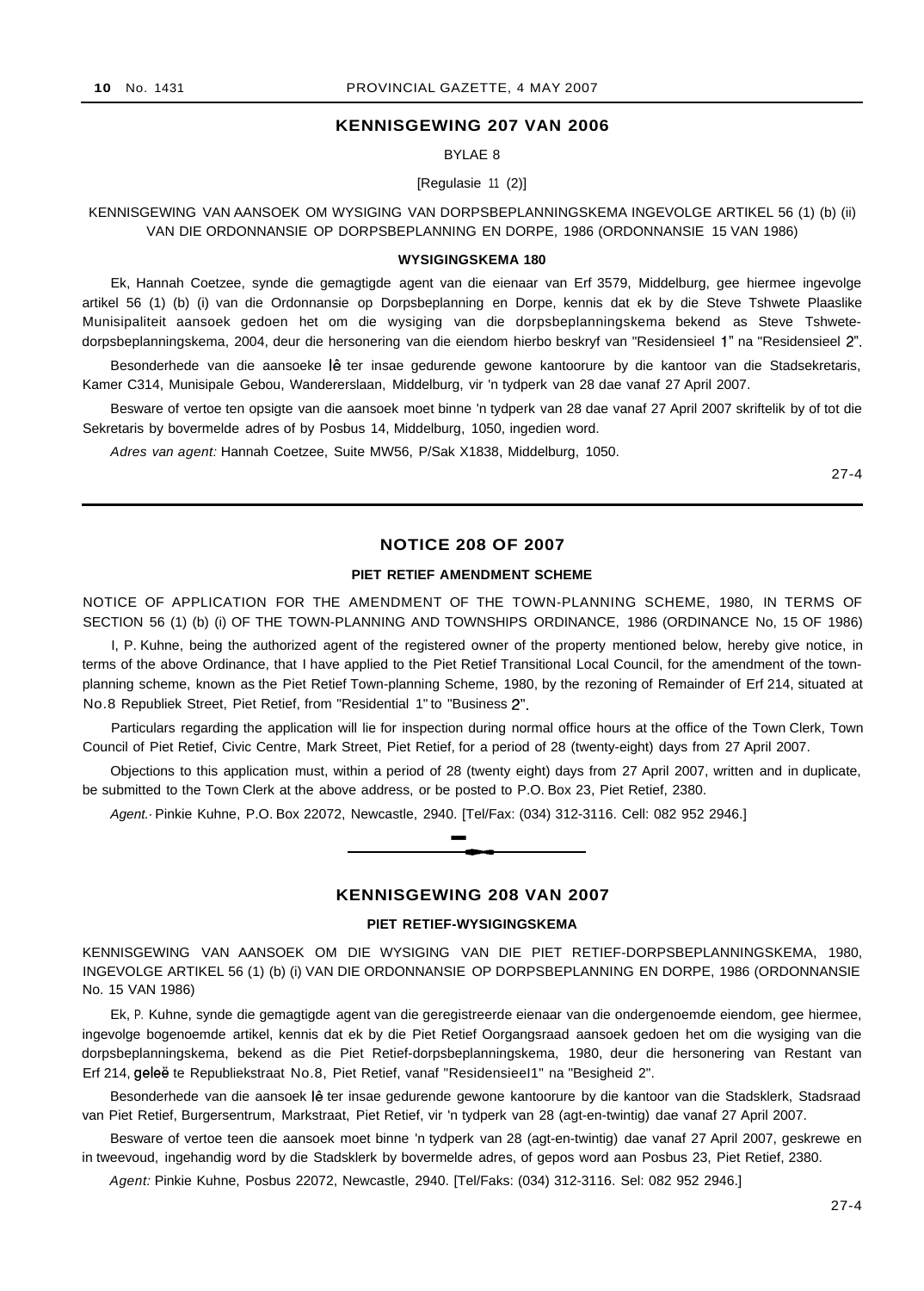## KENNISGEWING 207 VAN 2006

BYLAE 8

[Regulasie 11 (2)]

KENNISGEWING VAN AANSOEK OM WYSIGING VAN DORPSBEPLANNINGSKEMA INGEVOLGE ARTIKEL 56 (1) (b) (ii) VAN DIE ORDONNANSIE OP DORPSBEPLANNING EN DORPE, 1986 (ORDONNANSIE 15 VAN 1986)

**WYSIGINGSKEMA 180**

Ek, Hannah Coetzee, synde die gemagtigde agent van die eienaar van Erf 3579, Middelburg, gee hiermee ingevolge artikel 56 (1) (b) (i) van die Ordonnansie op Dorpsbeplanning en Dorpe, kennis dat ek by die Steve Tshwete Plaaslike Munisipaliteit aansoek gedoen het om die wysiging van die dorpsbeplanningskema bekend as Steve Tshwete-dorpsbeplanningskema, 2004, deur die hersonering van die eiendom hierbo beskryf van "Residensieel 1" na "Residensieel 2".

Besonderhede van die aansoeke lê ter insae gedurende gewone kantoorure by die kantoor van die Stadsekretaris, Kamer C314, Munisipale Gebou, Wandererslaan, Middelburg, vir 'n tydperk van 28 dae vanaf 27 April 2007.

Besware of vertoe ten opsigte van die aansoek moet binne 'n tydperk van 28 dae vanaf 27 April 2007 skriftelik by of tot die Sekretaris by bovermelde adres of by Posbus 14, Middelburg, 1050, ingedien word.

*Adres van agent:* Hannah Coetzee, Suite MW56, P/Sak X1838, Middelburg, 1050.

27-4

---

## NOTICE 208 OF 2007

**PIET RETIEF AMENDMENT SCHEME**

NOTICE OF APPLICATION FOR THE AMENDMENT OF THE TOWN-PLANNING SCHEME, 1980, IN TERMS OF SECTION 56 (1) (b) (i) OF THE TOWN-PLANNING AND TOWNSHIPS ORDINANCE, 1986 (ORDINANCE No, 15 OF 1986)

I, P. Kuhne, being the authorized agent of the registered owner of the property mentioned below, hereby give notice, in terms of the above Ordinance, that I have applied to the Piet Retief Transitional Local Council, for the amendment of the town-planning scheme, known as the Piet Retief Town-planning Scheme, 1980, by the rezoning of Remainder of Erf 214, situated at No.8 Republiek Street, Piet Retief, from "Residential 1" to "Business 2".

Particulars regarding the application will lie for inspection during normal office hours at the office of the Town Clerk, Town Council of Piet Retief, Civic Centre, Mark Street, Piet Retief, for a period of 28 (twenty-eight) days from 27 April 2007.

Objections to this application must, within a period of 28 (twenty eight) days from 27 April 2007, written and in duplicate, be submitted to the Town Clerk at the above address, or be posted to P.O. Box 23, Piet Retief, 2380.

*Agent.* Pinkie Kuhne, P.O. Box 22072, Newcastle, 2940. [Tel/Fax: (034) 312-3116. Cell: 082 952 2946.]

---

## KENNISGEWING 208 VAN 2007

**PIET RETIEF-WYSIGINGSKEMA**

KENNISGEWING VAN AANSOEK OM DIE WYSIGING VAN DIE PIET RETIEF-DORPSBEPLANNINGSKEMA, 1980, INGEVOLGE ARTIKEL 56 (1) (b) (i) VAN DIE ORDONNANSIE OP DORPSBEPLANNING EN DORPE, 1986 (ORDONNANSIE No. 15 VAN 1986)

Ek, P. Kuhne, synde die gemagtigde agent van die geregistreerde eienaar van die ondergenoemde eiendom, gee hiermee, ingevolge bogenoemde artikel, kennis dat ek by die Piet Retief Oorgangsraad aansoek gedoen het om die wysiging van die dorpsbeplanningskema, bekend as die Piet Retief-dorpsbeplanningskema, 1980, deur die hersonering van Restant van Erf 214, geleë te Republiekstraat No.8, Piet Retief, vanaf "Residensieel1" na "Besigheid 2".

Besonderhede van die aansoek lê ter insae gedurende gewone kantoorure by die kantoor van die Stadsklerk, Stadsraad van Piet Retief, Burgersentrum, Markstraat, Piet Retief, vir 'n tydperk van 28 (agt-en-twintig) dae vanaf 27 April 2007.

Besware of vertoe teen die aansoek moet binne 'n tydperk van 28 (agt-en-twintig) dae vanaf 27 April 2007, geskrewe en in tweevoud, ingehandig word by die Stadsklerk by bovermelde adres, of gepos word aan Posbus 23, Piet Retief, 2380.

*Agent:* Pinkie Kuhne, Posbus 22072, Newcastle, 2940. [Tel/Faks: (034) 312-3116. Sel: 082 952 2946.]

27-4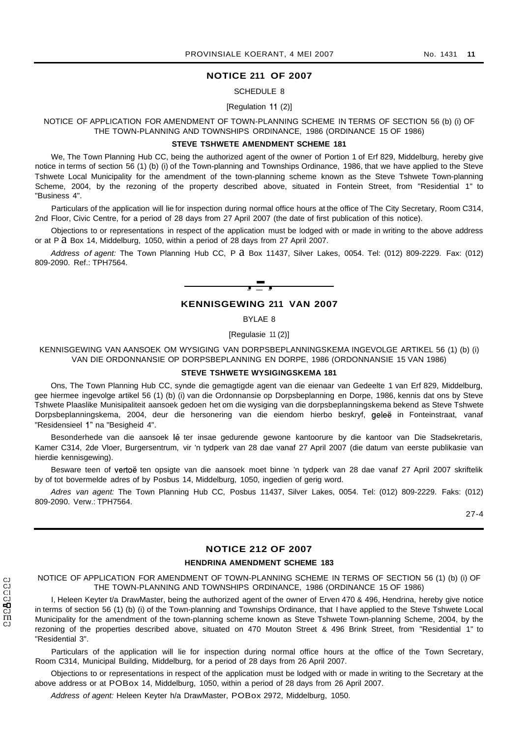## NOTICE 211 OF 2007

SCHEDULE 8

[Regulation 11 (2)]

NOTICE OF APPLICATION FOR AMENDMENT OF TOWN-PLANNING SCHEME IN TERMS OF SECTION 56 (b) (i) OF THE TOWN-PLANNING AND TOWNSHIPS ORDINANCE, 1986 (ORDINANCE 15 OF 1986)

**STEVE TSHWETE AMENDMENT SCHEME 181**

We, The Town Planning Hub CC, being the authorized agent of the owner of Portion 1 of Erf 829, Middelburg, hereby give notice in terms of section 56 (1) (b) (i) of the Town-planning and Townships Ordinance, 1986, that we have applied to the Steve Tshwete Local Municipality for the amendment of the town-planning scheme known as the Steve Tshwete Town-planning Scheme, 2004, by the rezoning of the property described above, situated in Fontein Street, from "Residential 1" to "Business 4".

Particulars of the application will lie for inspection during normal office hours at the office of The City Secretary, Room C314, 2nd Floor, Civic Centre, for a period of 28 days from 27 April 2007 (the date of first publication of this notice).

Objections to or representations in respect of the application must be lodged with or made in writing to the above address or at P a Box 14, Middelburg, 1050, within a period of 28 days from 27 April 2007.

*Address of agent:* The Town Planning Hub CC, P a Box 11437, Silver Lakes, 0054. Tel: (012) 809-2229. Fax: (012) 809-2090. Ref.: TPH7564.

---

## KENNISGEWING 211 VAN 2007

BYLAE 8

[Regulasie 11 (2)]

KENNISGEWING VAN AANSOEK OM WYSIGING VAN DORPSBEPLANNINGSKEMA INGEVOLGE ARTIKEL 56 (1) (b) (i) VAN DIE ORDONNANSIE OP DORPSBEPLANNING EN DORPE, 1986 (ORDONNANSIE 15 VAN 1986)

**STEVE TSHWETE WYSIGINGSKEMA 181**

Ons, The Town Planning Hub CC, synde die gemagtigde agent van die eienaar van Gedeelte 1 van Erf 829, Middelburg, gee hiermee ingevolge artikel 56 (1) (b) (i) van die Ordonnansie op Dorpsbeplanning en Dorpe, 1986, kennis dat ons by Steve Tshwete Plaaslike Munisipaliteit aansoek gedoen het om die wysiging van die dorpsbeplanningskema bekend as Steve Tshwete Dorpsbeplanningskema, 2004, deur die hersonering van die eiendom hierbo beskryf, geleë in Fonteinstraat, vanaf "Residensieel 1" na "Besigheid 4".

Besonderhede van die aansoek lê ter insae gedurende gewone kantoorure by die kantoor van Die Stadsekretaris, Kamer C314, 2de Vloer, Burgersentrum, vir 'n tydperk van 28 dae vanaf 27 April 2007 (die datum van eerste publikasie van hierdie kennisgewing).

Besware teen of vertoë ten opsigte van die aansoek moet binne 'n tydperk van 28 dae vanaf 27 April 2007 skriftelik by of tot bovermelde adres of by Posbus 14, Middelburg, 1050, ingedien of gerig word.

*Adres van agent:* The Town Planning Hub CC, Posbus 11437, Silver Lakes, 0054. Tel: (012) 809-2229. Faks: (012) 809-2090. Verw.: TPH7564.

27-4

---

## NOTICE 212 OF 2007

**HENDRINA AMENDMENT SCHEME 183**

NOTICE OF APPLICATION FOR AMENDMENT OF TOWN-PLANNING SCHEME IN TERMS OF SECTION 56 (1) (b) (i) OF THE TOWN-PLANNING AND TOWNSHIPS ORDINANCE, 1986 (ORDINANCE 15 OF 1986)

I, Heleen Keyter t/a DrawMaster, being the authorized agent of the owner of Erven 470 & 496, Hendrina, hereby give notice in terms of section 56 (1) (b) (i) of the Town-planning and Townships Ordinance, that I have applied to the Steve Tshwete Local Municipality for the amendment of the town-planning scheme known as Steve Tshwete Town-planning Scheme, 2004, by the rezoning of the properties described above, situated on 470 Mouton Street & 496 Brink Street, from "Residential 1" to "Residential 3".

Particulars of the application will lie for inspection during normal office hours at the office of the Town Secretary, Room C314, Municipal Building, Middelburg, for a period of 28 days from 26 April 2007.

Objections to or representations in respect of the application must be lodged with or made in writing to the Secretary at the above address or at POBox 14, Middelburg, 1050, within a period of 28 days from 26 April 2007.

*Address of agent:* Heleen Keyter h/a DrawMaster, POBox 2972, Middelburg, 1050.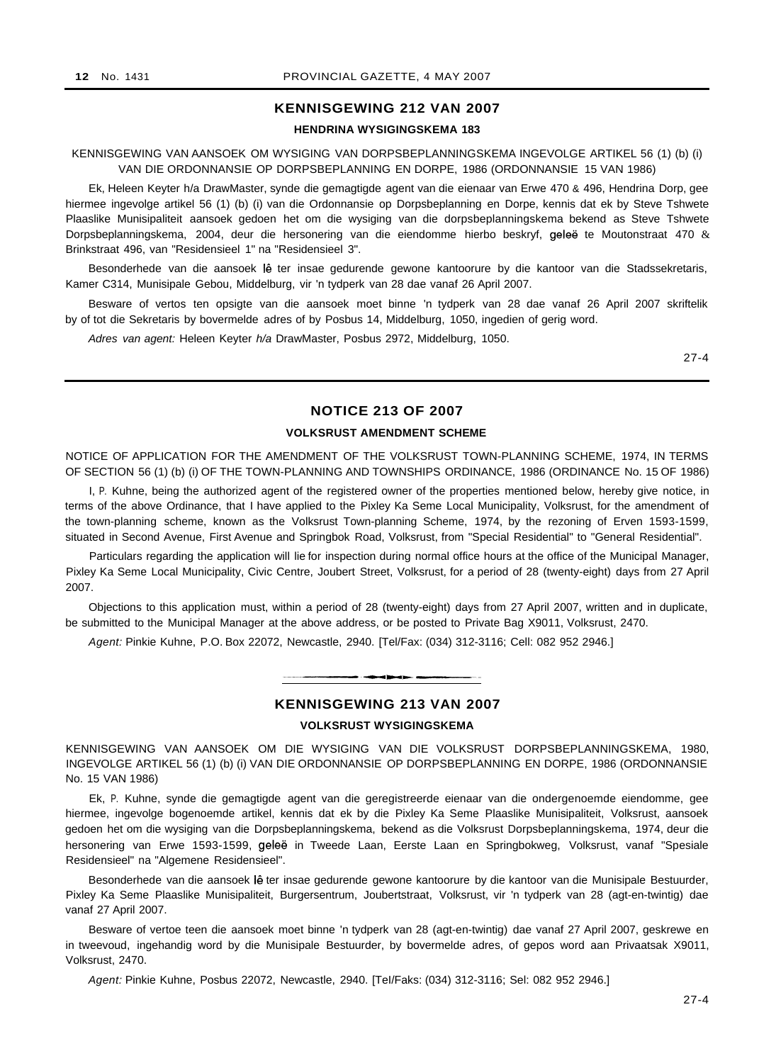## KENNISGEWING 212 VAN 2007

### HENDRINA WYSIGINGSKEMA 183

KENNISGEWING VAN AANSOEK OM WYSIGING VAN DORPSBEPLANNINGSKEMA INGEVOLGE ARTIKEL 56 (1) (b) (i) VAN DIE ORDONNANSIE OP DORPSBEPLANNING EN DORPE, 1986 (ORDONNANSIE 15 VAN 1986)

Ek, Heleen Keyter h/a DrawMaster, synde die gemagtigde agent van die eienaar van Erwe 470 & 496, Hendrina Dorp, gee hiermee ingevolge artikel 56 (1) (b) (i) van die Ordonnansie op Dorpsbeplanning en Dorpe, kennis dat ek by Steve Tshwete Plaaslike Munisipaliteit aansoek gedoen het om die wysiging van die dorpsbeplanningskema bekend as Steve Tshwete Dorpsbeplanningskema, 2004, deur die hersonering van die eiendomme hierbo beskryf, geleë te Moutonstraat 470 & Brinkstraat 496, van "Residensieel 1" na "Residensieel 3".

Besonderhede van die aansoek lê ter insae gedurende gewone kantoorure by die kantoor van die Stadssekretaris, Kamer C314, Munisipale Gebou, Middelburg, vir 'n tydperk van 28 dae vanaf 26 April 2007.

Besware of vertos ten opsigte van die aansoek moet binne 'n tydperk van 28 dae vanaf 26 April 2007 skriftelik by of tot die Sekretaris by bovermelde adres of by Posbus 14, Middelburg, 1050, ingedien of gerig word.

*Adres van agent:* Heleen Keyter *h/a* DrawMaster, Posbus 2972, Middelburg, 1050.

27-4

## NOTICE 213 OF 2007

### VOLKSRUST AMENDMENT SCHEME

NOTICE OF APPLICATION FOR THE AMENDMENT OF THE VOLKSRUST TOWN-PLANNING SCHEME, 1974, IN TERMS OF SECTION 56 (1) (b) (i) OF THE TOWN-PLANNING AND TOWNSHIPS ORDINANCE, 1986 (ORDINANCE No. 15 OF 1986)

I, P. Kuhne, being the authorized agent of the registered owner of the properties mentioned below, hereby give notice, in terms of the above Ordinance, that I have applied to the Pixley Ka Seme Local Municipality, Volksrust, for the amendment of the town-planning scheme, known as the Volksrust Town-planning Scheme, 1974, by the rezoning of Erven 1593-1599, situated in Second Avenue, First Avenue and Springbok Road, Volksrust, from "Special Residential" to "General Residential".

Particulars regarding the application will lie for inspection during normal office hours at the office of the Municipal Manager, Pixley Ka Seme Local Municipality, Civic Centre, Joubert Street, Volksrust, for a period of 28 (twenty-eight) days from 27 April 2007.

Objections to this application must, within a period of 28 (twenty-eight) days from 27 April 2007, written and in duplicate, be submitted to the Municipal Manager at the above address, or be posted to Private Bag X9011, Volksrust, 2470.

*Agent:* Pinkie Kuhne, P.O. Box 22072, Newcastle, 2940. [Tel/Fax: (034) 312-3116; Cell: 082 952 2946.]

## KENNISGEWING 213 VAN 2007

### VOLKSRUST WYSIGINGSKEMA

KENNISGEWING VAN AANSOEK OM DIE WYSIGING VAN DIE VOLKSRUST DORPSBEPLANNINGSKEMA, 1980, INGEVOLGE ARTIKEL 56 (1) (b) (i) VAN DIE ORDONNANSIE OP DORPSBEPLANNING EN DORPE, 1986 (ORDONNANSIE No. 15 VAN 1986)

Ek, P. Kuhne, synde die gemagtigde agent van die geregistreerde eienaar van die ondergenoemde eiendomme, gee hiermee, ingevolge bogenoemde artikel, kennis dat ek by die Pixley Ka Seme Plaaslike Munisipaliteit, Volksrust, aansoek gedoen het om die wysiging van die Dorpsbeplanningskema, bekend as die Volksrust Dorpsbeplanningskema, 1974, deur die hersonering van Erwe 1593-1599, geleë in Tweede Laan, Eerste Laan en Springbokweg, Volksrust, vanaf "Spesiale Residensieel" na "Algemene Residensieel".

Besonderhede van die aansoek lê ter insae gedurende gewone kantoorure by die kantoor van die Munisipale Bestuurder, Pixley Ka Seme Plaaslike Munisipaliteit, Burgersentrum, Joubertstraat, Volksrust, vir 'n tydperk van 28 (agt-en-twintig) dae vanaf 27 April 2007.

Besware of vertoe teen die aansoek moet binne 'n tydperk van 28 (agt-en-twintig) dae vanaf 27 April 2007, geskrewe en in tweevoud, ingehandig word by die Munisipale Bestuurder, by bovermelde adres, of gepos word aan Privaatsak X9011, Volksrust, 2470.

*Agent:* Pinkie Kuhne, Posbus 22072, Newcastle, 2940. [Tel/Faks: (034) 312-3116; Sel: 082 952 2946.]

27-4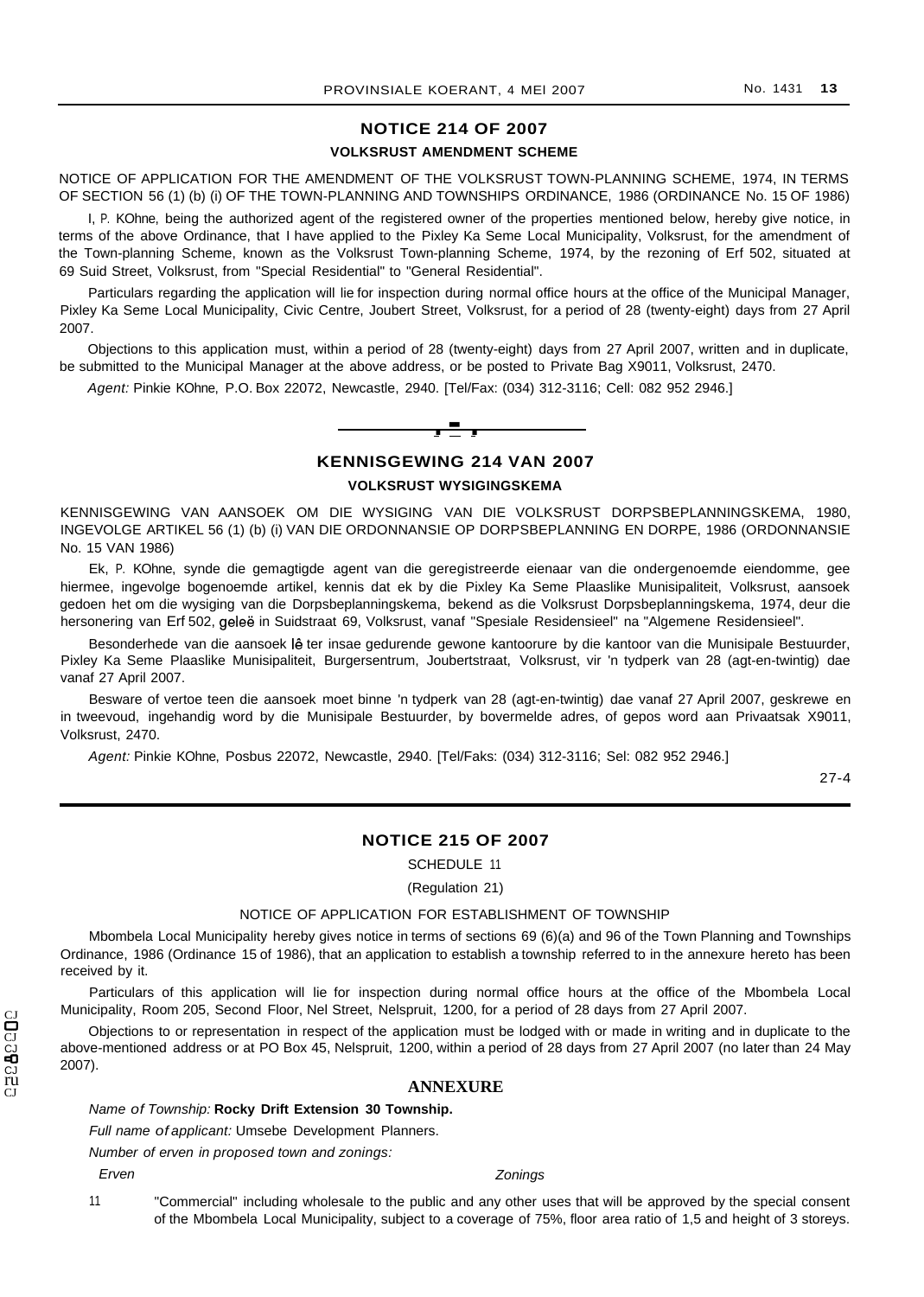## NOTICE 214 OF 2007

### VOLKSRUST AMENDMENT SCHEME

NOTICE OF APPLICATION FOR THE AMENDMENT OF THE VOLKSRUST TOWN-PLANNING SCHEME, 1974, IN TERMS OF SECTION 56 (1) (b) (i) OF THE TOWN-PLANNING AND TOWNSHIPS ORDINANCE, 1986 (ORDINANCE No. 15 OF 1986)

I, P. KOhne, being the authorized agent of the registered owner of the properties mentioned below, hereby give notice, in terms of the above Ordinance, that I have applied to the Pixley Ka Seme Local Municipality, Volksrust, for the amendment of the Town-planning Scheme, known as the Volksrust Town-planning Scheme, 1974, by the rezoning of Erf 502, situated at 69 Suid Street, Volksrust, from "Special Residential" to "General Residential".

Particulars regarding the application will lie for inspection during normal office hours at the office of the Municipal Manager, Pixley Ka Seme Local Municipality, Civic Centre, Joubert Street, Volksrust, for a period of 28 (twenty-eight) days from 27 April 2007.

Objections to this application must, within a period of 28 (twenty-eight) days from 27 April 2007, written and in duplicate, be submitted to the Municipal Manager at the above address, or be posted to Private Bag X9011, Volksrust, 2470.

*Agent:* Pinkie KOhne, P.O. Box 22072, Newcastle, 2940. [Tel/Fax: (034) 312-3116; Cell: 082 952 2946.]

---

## KENNISGEWING 214 VAN 2007

### VOLKSRUST WYSIGINGSKEMA

KENNISGEWING VAN AANSOEK OM DIE WYSIGING VAN DIE VOLKSRUST DORPSBEPLANNINGSKEMA, 1980, INGEVOLGE ARTIKEL 56 (1) (b) (i) VAN DIE ORDONNANSIE OP DORPSBEPLANNING EN DORPE, 1986 (ORDONNANSIE No. 15 VAN 1986)

Ek, P. KOhne, synde die gemagtigde agent van die geregistreerde eienaar van die ondergenoemde eiendomme, gee hiermee, ingevolge bogenoemde artikel, kennis dat ek by die Pixley Ka Seme Plaaslike Munisipaliteit, Volksrust, aansoek gedoen het om die wysiging van die Dorpsbeplanningskema, bekend as die Volksrust Dorpsbeplanningskema, 1974, deur die hersonering van Erf 502, geleë in Suidstraat 69, Volksrust, vanaf "Spesiale Residensieel" na "Algemene Residensieel".

Besonderhede van die aansoek lê ter insae gedurende gewone kantoorure by die kantoor van die Munisipale Bestuurder, Pixley Ka Seme Plaaslike Munisipaliteit, Burgersentrum, Joubertstraat, Volksrust, vir 'n tydperk van 28 (agt-en-twintig) dae vanaf 27 April 2007.

Besware of vertoe teen die aansoek moet binne 'n tydperk van 28 (agt-en-twintig) dae vanaf 27 April 2007, geskrewe en in tweevoud, ingehandig word by die Munisipale Bestuurder, by bovermelde adres, of gepos word aan Privaatsak X9011, Volksrust, 2470.

*Agent:* Pinkie KOhne, Posbus 22072, Newcastle, 2940. [Tel/Faks: (034) 312-3116; Sel: 082 952 2946.]

27-4

---

## NOTICE 215 OF 2007

SCHEDULE 11

(Regulation 21)

NOTICE OF APPLICATION FOR ESTABLISHMENT OF TOWNSHIP

Mbombela Local Municipality hereby gives notice in terms of sections 69 (6)(a) and 96 of the Town Planning and Townships Ordinance, 1986 (Ordinance 15 of 1986), that an application to establish a township referred to in the annexure hereto has been received by it.

Particulars of this application will lie for inspection during normal office hours at the office of the Mbombela Local Municipality, Room 205, Second Floor, Nel Street, Nelspruit, 1200, for a period of 28 days from 27 April 2007.

Objections to or representation in respect of the application must be lodged with or made in writing and in duplicate to the above-mentioned address or at PO Box 45, Nelspruit, 1200, within a period of 28 days from 27 April 2007 (no later than 24 May 2007).

### ANNEXURE

*Name of Township:* **Rocky Drift Extension 30 Township.**

*Full name of applicant:* Umsebe Development Planners.

*Number of erven in proposed town and zonings:*

| *Erven* | *Zonings* |
|---|---|
| 11 | "Commercial" including wholesale to the public and any other uses that will be approved by the special consent of the Mbombela Local Municipality, subject to a coverage of 75%, floor area ratio of 1,5 and height of 3 storeys. |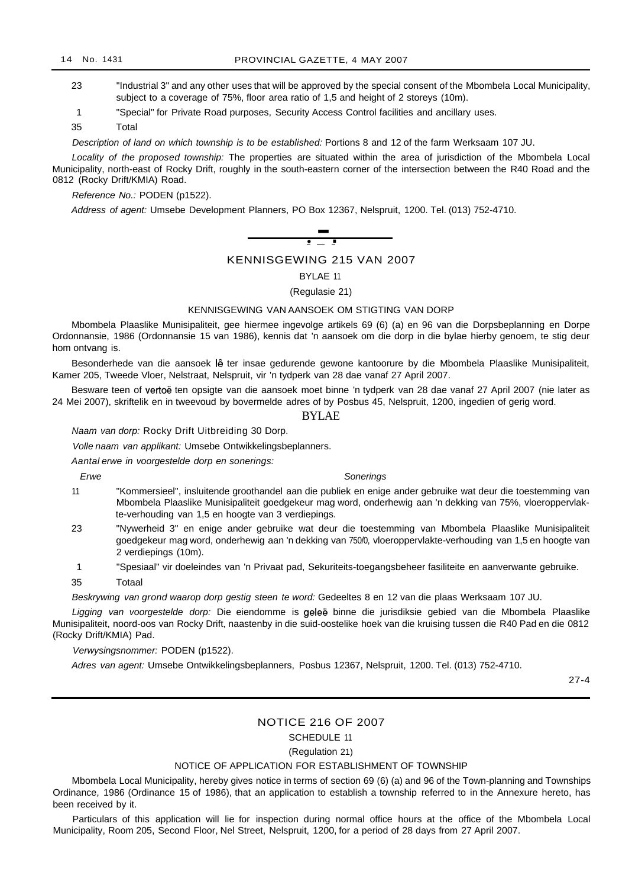| | |
|---|---|
| 23 | "Industrial 3" and any other uses that will be approved by the special consent of the Mbombela Local Municipality, subject to a coverage of 75%, floor area ratio of 1,5 and height of 2 storeys (10m). |
| 1 | "Special" for Private Road purposes, Security Access Control facilities and ancillary uses. |
| 35 | Total |

*Description of land on which township is to be established:* Portions 8 and 12 of the farm Werksaam 107 JU.

*Locality of the proposed township:* The properties are situated within the area of jurisdiction of the Mbombela Local Municipality, north-east of Rocky Drift, roughly in the south-eastern corner of the intersection between the R40 Road and the 0812 (Rocky Drift/KMIA) Road.

*Reference No.:* PODEN (p1522).

*Address of agent:* Umsebe Development Planners, PO Box 12367, Nelspruit, 1200. Tel. (013) 752-4710.

---

## KENNISGEWING 215 VAN 2007

BYLAE 11

(Regulasie 21)

KENNISGEWING VAN AANSOEK OM STIGTING VAN DORP

Mbombela Plaaslike Munisipaliteit, gee hiermee ingevolge artikels 69 (6) (a) en 96 van die Dorpsbeplanning en Dorpe Ordonnansie, 1986 (Ordonnansie 15 van 1986), kennis dat 'n aansoek om die dorp in die bylae hierby genoem, te stig deur hom ontvang is.

Besonderhede van die aansoek lê ter insae gedurende gewone kantoorure by die Mbombela Plaaslike Munisipaliteit, Kamer 205, Tweede Vloer, Nelstraat, Nelspruit, vir 'n tydperk van 28 dae vanaf 27 April 2007.

Besware teen of vertoë ten opsigte van die aansoek moet binne 'n tydperk van 28 dae vanaf 27 April 2007 (nie later as 24 Mei 2007), skriftelik en in tweevoud by bovermelde adres of by Posbus 45, Nelspruit, 1200, ingedien of gerig word.

BYLAE

*Naam van dorp:* Rocky Drift Uitbreiding 30 Dorp.

*Volle naam van applikant:* Umsebe Ontwikkelingsbeplanners.

*Aantal erwe in voorgestelde dorp en sonerings:*

| *Erwe* | *Sonerings* |
|---|---|
| 11 | "Kommersieel", insluitende groothandel aan die publiek en enige ander gebruike wat deur die toestemming van Mbombela Plaaslike Munisipaliteit goedgekeur mag word, onderhewig aan 'n dekking van 75%, vloeroppervlakte-verhouding van 1,5 en hoogte van 3 verdiepings. |
| 23 | "Nywerheid 3" en enige ander gebruike wat deur die toestemming van Mbombela Plaaslike Munisipaliteit goedgekeur mag word, onderhewig aan 'n dekking van 750/0, vloeroppervlakte-verhouding van 1,5 en hoogte van 2 verdiepings (10m). |
| 1 | "Spesiaal" vir doeleindes van 'n Privaat pad, Sekuriteits-toegangsbeheer fasiliteite en aanverwante gebruike. |
| 35 | Totaal |

*Beskrywing van grond waarop dorp gestig steen te word:* Gedeeltes 8 en 12 van die plaas Werksaam 107 JU.

*Ligging van voorgestelde dorp:* Die eiendomme is geleë binne die jurisdiksie gebied van die Mbombela Plaaslike Munisipaliteit, noord-oos van Rocky Drift, naastenby in die suid-oostelike hoek van die kruising tussen die R40 Pad en die 0812 (Rocky Drift/KMIA) Pad.

*Verwysingsnommer:* PODEN (p1522).

*Adres van agent:* Umsebe Ontwikkelingsbeplanners, Posbus 12367, Nelspruit, 1200. Tel. (013) 752-4710.

27-4

---

## NOTICE 216 OF 2007

SCHEDULE 11

(Regulation 21)

NOTICE OF APPLICATION FOR ESTABLISHMENT OF TOWNSHIP

Mbombela Local Municipality, hereby gives notice in terms of section 69 (6) (a) and 96 of the Town-planning and Townships Ordinance, 1986 (Ordinance 15 of 1986), that an application to establish a township referred to in the Annexure hereto, has been received by it.

Particulars of this application will lie for inspection during normal office hours at the office of the Mbombela Local Municipality, Room 205, Second Floor, Nel Street, Nelspruit, 1200, for a period of 28 days from 27 April 2007.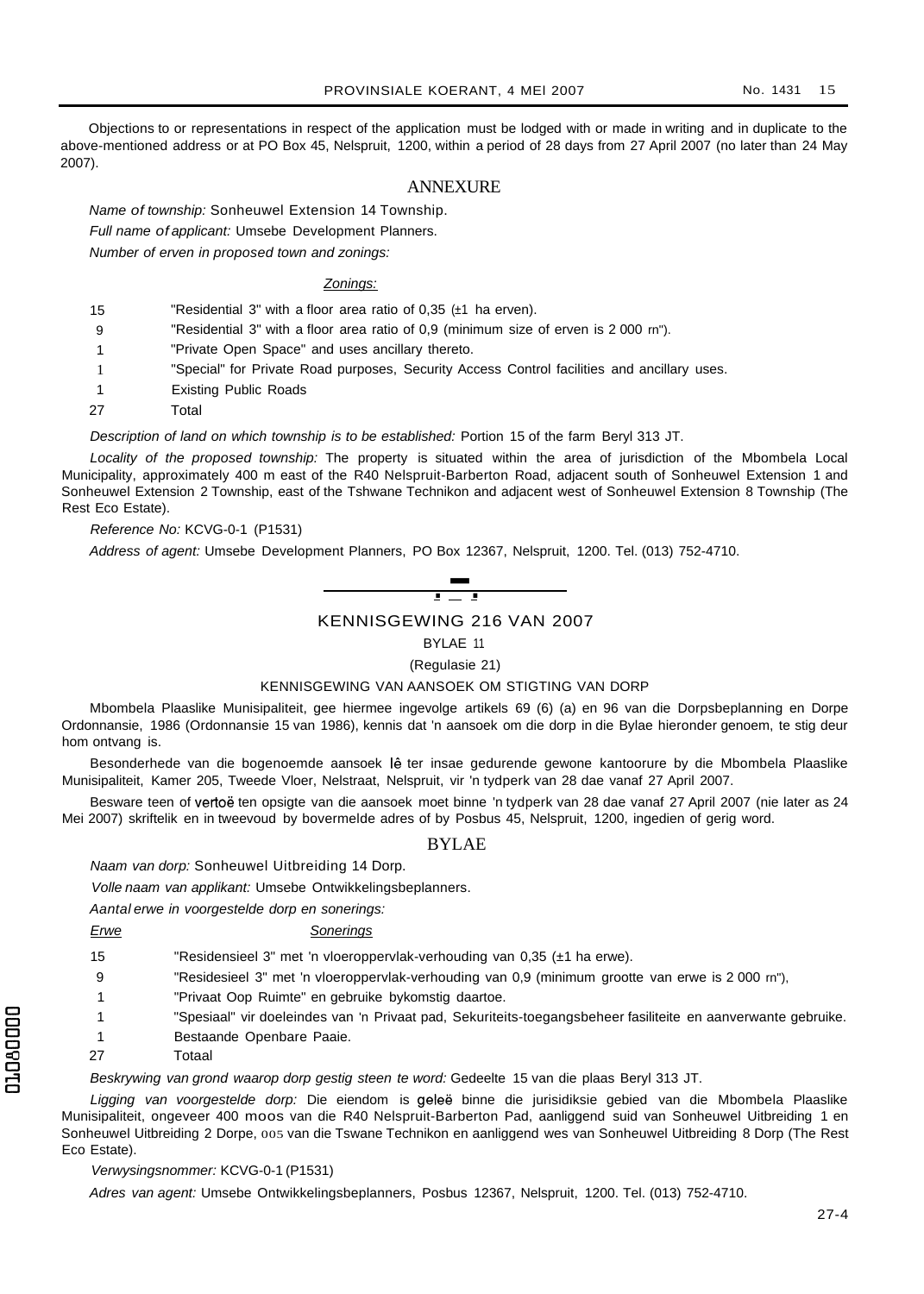Objections to or representations in respect of the application must be lodged with or made in writing and in duplicate to the above-mentioned address or at PO Box 45, Nelspruit, 1200, within a period of 28 days from 27 April 2007 (no later than 24 May 2007).

## ANNEXURE

*Name of township:* Sonheuwel Extension 14 Township.

*Full name of applicant:* Umsebe Development Planners.

*Number of erven in proposed town and zonings:*

| | *Zonings:* |
|---|---|
| 15 | "Residential 3" with a floor area ratio of 0,35 (±1 ha erven). |
| 9 | "Residential 3" with a floor area ratio of 0,9 (minimum size of erven is 2 000 m²). |
| 1 | "Private Open Space" and uses ancillary thereto. |
| 1 | "Special" for Private Road purposes, Security Access Control facilities and ancillary uses. |
| 1 | Existing Public Roads |
| 27 | Total |

*Description of land on which township is to be established:* Portion 15 of the farm Beryl 313 JT.

*Locality of the proposed township:* The property is situated within the area of jurisdiction of the Mbombela Local Municipality, approximately 400 m east of the R40 Nelspruit-Barberton Road, adjacent south of Sonheuwel Extension 1 and Sonheuwel Extension 2 Township, east of the Tshwane Technikon and adjacent west of Sonheuwel Extension 8 Township (The Rest Eco Estate).

*Reference No:* KCVG-0-1 (P1531)

*Address of agent:* Umsebe Development Planners, PO Box 12367, Nelspruit, 1200. Tel. (013) 752-4710.

---

## KENNISGEWING 216 VAN 2007

BYLAE 11

(Regulasie 21)

KENNISGEWING VAN AANSOEK OM STIGTING VAN DORP

Mbombela Plaaslike Munisipaliteit, gee hiermee ingevolge artikels 69 (6) (a) en 96 van die Dorpsbeplanning en Dorpe Ordonnansie, 1986 (Ordonnansie 15 van 1986), kennis dat 'n aansoek om die dorp in die Bylae hieronder genoem, te stig deur hom ontvang is.

Besonderhede van die bogenoemde aansoek lê ter insae gedurende gewone kantoorure by die Mbombela Plaaslike Munisipaliteit, Kamer 205, Tweede Vloer, Nelstraat, Nelspruit, vir 'n tydperk van 28 dae vanaf 27 April 2007.

Besware teen of vertoë ten opsigte van die aansoek moet binne 'n tydperk van 28 dae vanaf 27 April 2007 (nie later as 24 Mei 2007) skriftelik en in tweevoud by bovermelde adres of by Posbus 45, Nelspruit, 1200, ingedien of gerig word.

## BYLAE

*Naam van dorp:* Sonheuwel Uitbreiding 14 Dorp.

*Volle naam van applikant:* Umsebe Ontwikkelingsbeplanners.

*Aantal erwe in voorgestelde dorp en sonerings:*

| *Erwe* | *Sonerings* |
|---|---|
| 15 | "Residensieel 3" met 'n vloeroppervlak-verhouding van 0,35 (±1 ha erwe). |
| 9 | "Residesieel 3" met 'n vloeroppervlak-verhouding van 0,9 (minimum grootte van erwe is 2 000 m²), |
| 1 | "Privaat Oop Ruimte" en gebruike bykomstig daartoe. |
| 1 | "Spesiaal" vir doeleindes van 'n Privaat pad, Sekuriteits-toegangsbeheer fasiliteite en aanverwante gebruike. |
| 1 | Bestaande Openbare Paaie. |
| 27 | Totaal |

*Beskrywing van grond waarop dorp gestig steen te word:* Gedeelte 15 van die plaas Beryl 313 JT.

*Ligging van voorgestelde dorp:* Die eiendom is geleë binne die jurisidiksie gebied van die Mbombela Plaaslike Munisipaliteit, ongeveer 400 moos van die R40 Nelspruit-Barberton Pad, aanliggend suid van Sonheuwel Uitbreiding 1 en Sonheuwel Uitbreiding 2 Dorpe, oos van die Tswane Technikon en aanliggend wes van Sonheuwel Uitbreiding 8 Dorp (The Rest Eco Estate).

*Verwysingsnommer:* KCVG-0-1 (P1531)

*Adres van agent:* Umsebe Ontwikkelingsbeplanners, Posbus 12367, Nelspruit, 1200. Tel. (013) 752-4710.

27-4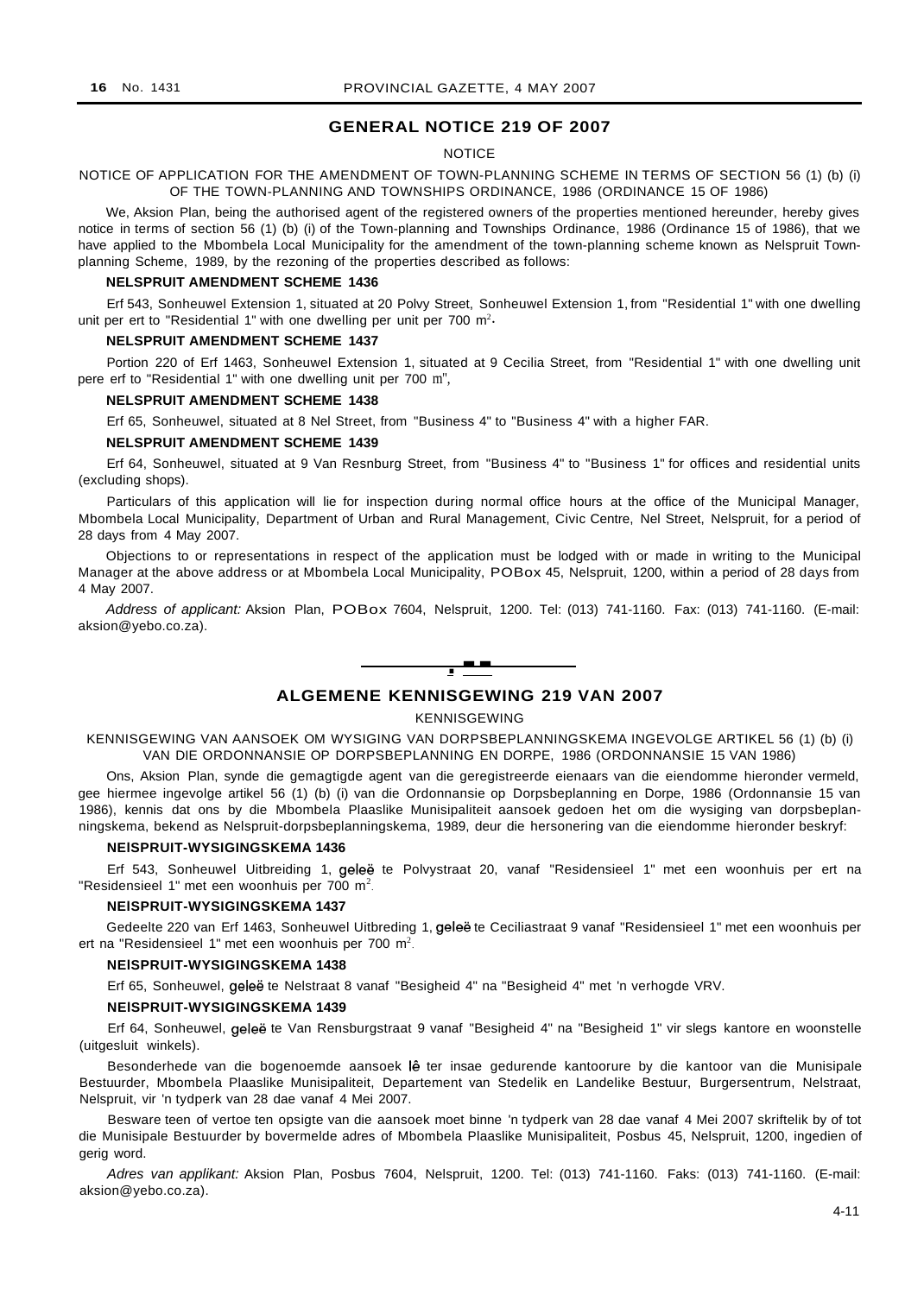## GENERAL NOTICE 219 OF 2007

NOTICE

NOTICE OF APPLICATION FOR THE AMENDMENT OF TOWN-PLANNING SCHEME IN TERMS OF SECTION 56 (1) (b) (i) OF THE TOWN-PLANNING AND TOWNSHIPS ORDINANCE, 1986 (ORDINANCE 15 OF 1986)

We, Aksion Plan, being the authorised agent of the registered owners of the properties mentioned hereunder, hereby gives notice in terms of section 56 (1) (b) (i) of the Town-planning and Townships Ordinance, 1986 (Ordinance 15 of 1986), that we have applied to the Mbombela Local Municipality for the amendment of the town-planning scheme known as Nelspruit Town-planning Scheme, 1989, by the rezoning of the properties described as follows:

**NELSPRUIT AMENDMENT SCHEME 1436**

Erf 543, Sonheuwel Extension 1, situated at 20 Polvy Street, Sonheuwel Extension 1, from "Residential 1" with one dwelling unit per ert to "Residential 1" with one dwelling per unit per 700 m$^2$.

**NELSPRUIT AMENDMENT SCHEME 1437**

Portion 220 of Erf 1463, Sonheuwel Extension 1, situated at 9 Cecilia Street, from "Residential 1" with one dwelling unit pere erf to "Residential 1" with one dwelling unit per 700 m",

**NELSPRUIT AMENDMENT SCHEME 1438**

Erf 65, Sonheuwel, situated at 8 Nel Street, from "Business 4" to "Business 4" with a higher FAR.

**NELSPRUIT AMENDMENT SCHEME 1439**

Erf 64, Sonheuwel, situated at 9 Van Resnburg Street, from "Business 4" to "Business 1" for offices and residential units (excluding shops).

Particulars of this application will lie for inspection during normal office hours at the office of the Municipal Manager, Mbombela Local Municipality, Department of Urban and Rural Management, Civic Centre, Nel Street, Nelspruit, for a period of 28 days from 4 May 2007.

Objections to or representations in respect of the application must be lodged with or made in writing to the Municipal Manager at the above address or at Mbombela Local Municipality, POBox 45, Nelspruit, 1200, within a period of 28 days from 4 May 2007.

*Address of applicant:* Aksion Plan, POBox 7604, Nelspruit, 1200. Tel: (013) 741-1160. Fax: (013) 741-1160. (E-mail: aksion@yebo.co.za).

---

## ALGEMENE KENNISGEWING 219 VAN 2007

KENNISGEWING

KENNISGEWING VAN AANSOEK OM WYSIGING VAN DORPSBEPLANNINGSKEMA INGEVOLGE ARTIKEL 56 (1) (b) (i) VAN DIE ORDONNANSIE OP DORPSBEPLANNING EN DORPE, 1986 (ORDONNANSIE 15 VAN 1986)

Ons, Aksion Plan, synde die gemagtigde agent van die geregistreerde eienaars van die eiendomme hieronder vermeld, gee hiermee ingevolge artikel 56 (1) (b) (i) van die Ordonnansie op Dorpsbeplanning en Dorpe, 1986 (Ordonnansie 15 van 1986), kennis dat ons by die Mbombela Plaaslike Munisipaliteit aansoek gedoen het om die wysiging van dorpsbeplanningskema, bekend as Nelspruit-dorpsbeplanningskema, 1989, deur die hersonering van die eiendomme hieronder beskryf:

**NEISPRUIT-WYSIGINGSKEMA 1436**

Erf 543, Sonheuwel Uitbreiding 1, geleë te Polvystraat 20, vanaf "Residensieel 1" met een woonhuis per ert na "Residensieel 1" met een woonhuis per 700 m$^2$.

**NEISPRUIT-WYSIGINGSKEMA 1437**

Gedeelte 220 van Erf 1463, Sonheuwel Uitbreding 1, geleë te Ceciliastraat 9 vanaf "Residensieel 1" met een woonhuis per ert na "Residensieel 1" met een woonhuis per 700 m$^2$.

**NEISPRUIT-WYSIGINGSKEMA 1438**

Erf 65, Sonheuwel, geleë te Nelstraat 8 vanaf "Besigheid 4" na "Besigheid 4" met 'n verhogde VRV.

**NEISPRUIT-WYSIGINGSKEMA 1439**

Erf 64, Sonheuwel, geleë te Van Rensburgstraat 9 vanaf "Besigheid 4" na "Besigheid 1" vir slegs kantore en woonstelle (uitgesluit winkels).

Besonderhede van die bogenoemde aansoek lê ter insae gedurende kantoorure by die kantoor van die Munisipale Bestuurder, Mbombela Plaaslike Munisipaliteit, Departement van Stedelik en Landelike Bestuur, Burgersentrum, Nelstraat, Nelspruit, vir 'n tydperk van 28 dae vanaf 4 Mei 2007.

Besware teen of vertoe ten opsigte van die aansoek moet binne 'n tydperk van 28 dae vanaf 4 Mei 2007 skriftelik by of tot die Munisipale Bestuurder by bovermelde adres of Mbombela Plaaslike Munisipaliteit, Posbus 45, Nelspruit, 1200, ingedien of gerig word.

*Adres van applikant:* Aksion Plan, Posbus 7604, Nelspruit, 1200. Tel: (013) 741-1160. Faks: (013) 741-1160. (E-mail: aksion@yebo.co.za).

4-11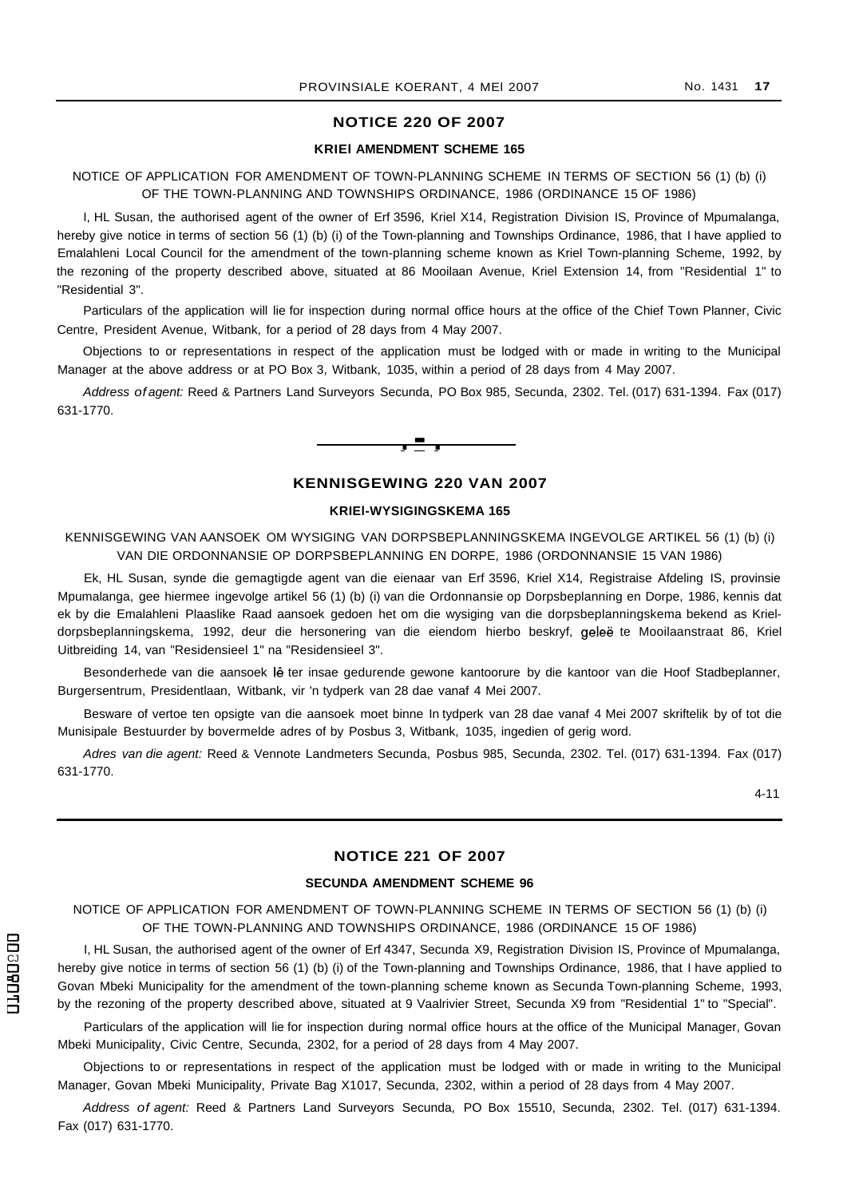## NOTICE 220 OF 2007

### KRIEl AMENDMENT SCHEME 165

NOTICE OF APPLICATION FOR AMENDMENT OF TOWN-PLANNING SCHEME IN TERMS OF SECTION 56 (1) (b) (i) OF THE TOWN-PLANNING AND TOWNSHIPS ORDINANCE, 1986 (ORDINANCE 15 OF 1986)

I, HL Susan, the authorised agent of the owner of Erf 3596, Kriel X14, Registration Division IS, Province of Mpumalanga, hereby give notice in terms of section 56 (1) (b) (i) of the Town-planning and Townships Ordinance, 1986, that I have applied to Emalahleni Local Council for the amendment of the town-planning scheme known as Kriel Town-planning Scheme, 1992, by the rezoning of the property described above, situated at 86 Mooilaan Avenue, Kriel Extension 14, from "Residential 1" to "Residential 3".

Particulars of the application will lie for inspection during normal office hours at the office of the Chief Town Planner, Civic Centre, President Avenue, Witbank, for a period of 28 days from 4 May 2007.

Objections to or representations in respect of the application must be lodged with or made in writing to the Municipal Manager at the above address or at PO Box 3, Witbank, 1035, within a period of 28 days from 4 May 2007.

*Address of agent:* Reed & Partners Land Surveyors Secunda, PO Box 985, Secunda, 2302. Tel. (017) 631-1394. Fax (017) 631-1770.

---

## KENNISGEWING 220 VAN 2007

### KRIEl-WYSIGINGSKEMA 165

KENNISGEWING VAN AANSOEK OM WYSIGING VAN DORPSBEPLANNINGSKEMA INGEVOLGE ARTIKEL 56 (1) (b) (i) VAN DIE ORDONNANSIE OP DORPSBEPLANNING EN DORPE, 1986 (ORDONNANSIE 15 VAN 1986)

Ek, HL Susan, synde die gemagtigde agent van die eienaar van Erf 3596, Kriel X14, Registraise Afdeling IS, provinsie Mpumalanga, gee hiermee ingevolge artikel 56 (1) (b) (i) van die Ordonnansie op Dorpsbeplanning en Dorpe, 1986, kennis dat ek by die Emalahleni Plaaslike Raad aansoek gedoen het om die wysiging van die dorpsbeplanningskema bekend as Kriel-dorpsbeplanningskema, 1992, deur die hersonering van die eiendom hierbo beskryf, geleë te Mooilaanstraat 86, Kriel Uitbreiding 14, van "Residensieel 1" na "Residensieel 3".

Besonderhede van die aansoek lê ter insae gedurende gewone kantoorure by die kantoor van die Hoof Stadbeplanner, Burgersentrum, Presidentlaan, Witbank, vir 'n tydperk van 28 dae vanaf 4 Mei 2007.

Besware of vertoe ten opsigte van die aansoek moet binne In tydperk van 28 dae vanaf 4 Mei 2007 skriftelik by of tot die Munisipale Bestuurder by bovermelde adres of by Posbus 3, Witbank, 1035, ingedien of gerig word.

*Adres van die agent:* Reed & Vennote Landmeters Secunda, Posbus 985, Secunda, 2302. Tel. (017) 631-1394. Fax (017) 631-1770.

4-11

---

## NOTICE 221 OF 2007

### SECUNDA AMENDMENT SCHEME 96

NOTICE OF APPLICATION FOR AMENDMENT OF TOWN-PLANNING SCHEME IN TERMS OF SECTION 56 (1) (b) (i) OF THE TOWN-PLANNING AND TOWNSHIPS ORDINANCE, 1986 (ORDINANCE 15 OF 1986)

I, HL Susan, the authorised agent of the owner of Erf 4347, Secunda X9, Registration Division IS, Province of Mpumalanga, hereby give notice in terms of section 56 (1) (b) (i) of the Town-planning and Townships Ordinance, 1986, that I have applied to Govan Mbeki Municipality for the amendment of the town-planning scheme known as Secunda Town-planning Scheme, 1993, by the rezoning of the property described above, situated at 9 Vaalrivier Street, Secunda X9 from "Residential 1" to "Special".

Particulars of the application will lie for inspection during normal office hours at the office of the Municipal Manager, Govan Mbeki Municipality, Civic Centre, Secunda, 2302, for a period of 28 days from 4 May 2007.

Objections to or representations in respect of the application must be lodged with or made in writing to the Municipal Manager, Govan Mbeki Municipality, Private Bag X1017, Secunda, 2302, within a period of 28 days from 4 May 2007.

*Address of agent:* Reed & Partners Land Surveyors Secunda, PO Box 15510, Secunda, 2302. Tel. (017) 631-1394. Fax (017) 631-1770.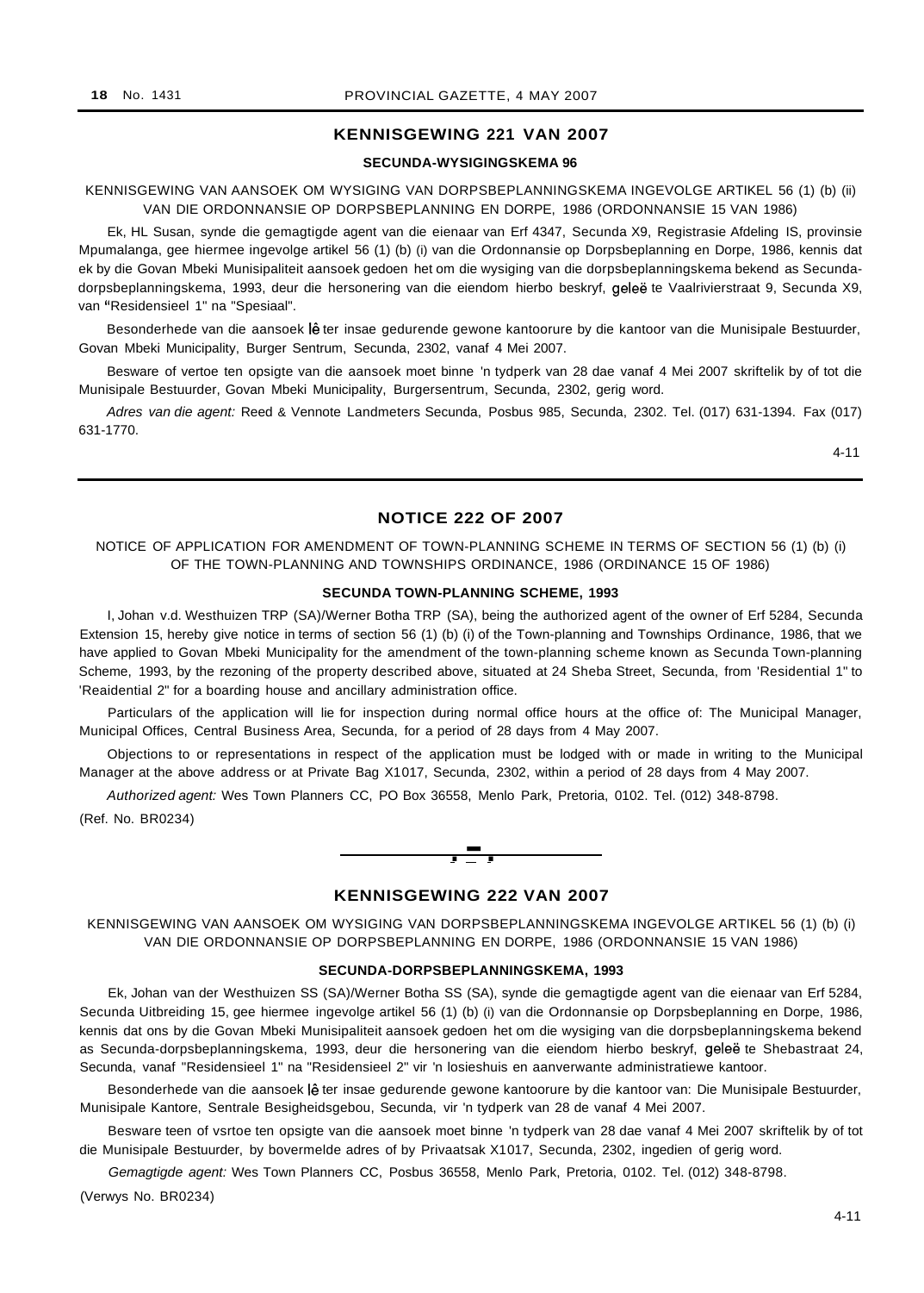## KENNISGEWING 221 VAN 2007

### SECUNDA-WYSIGINGSKEMA 96

KENNISGEWING VAN AANSOEK OM WYSIGING VAN DORPSBEPLANNINGSKEMA INGEVOLGE ARTIKEL 56 (1) (b) (ii) VAN DIE ORDONNANSIE OP DORPSBEPLANNING EN DORPE, 1986 (ORDONNANSIE 15 VAN 1986)

Ek, HL Susan, synde die gemagtigde agent van die eienaar van Erf 4347, Secunda X9, Registrasie Afdeling IS, provinsie Mpumalanga, gee hiermee ingevolge artikel 56 (1) (b) (i) van die Ordonnansie op Dorpsbeplanning en Dorpe, 1986, kennis dat ek by die Govan Mbeki Munisipaliteit aansoek gedoen het om die wysiging van die dorpsbeplanningskema bekend as Secunda-dorpsbeplanningskema, 1993, deur die hersonering van die eiendom hierbo beskryf, geleë te Vaalrivierstraat 9, Secunda X9, van "Residensieel 1" na "Spesiaal".

Besonderhede van die aansoek lê ter insae gedurende gewone kantoorure by die kantoor van die Munisipale Bestuurder, Govan Mbeki Municipality, Burger Sentrum, Secunda, 2302, vanaf 4 Mei 2007.

Besware of vertoe ten opsigte van die aansoek moet binne 'n tydperk van 28 dae vanaf 4 Mei 2007 skriftelik by of tot die Munisipale Bestuurder, Govan Mbeki Municipality, Burgersentrum, Secunda, 2302, gerig word.

*Adres van die agent:* Reed & Vennote Landmeters Secunda, Posbus 985, Secunda, 2302. Tel. (017) 631-1394. Fax (017) 631-1770.

4-11

---

## NOTICE 222 OF 2007

NOTICE OF APPLICATION FOR AMENDMENT OF TOWN-PLANNING SCHEME IN TERMS OF SECTION 56 (1) (b) (i) OF THE TOWN-PLANNING AND TOWNSHIPS ORDINANCE, 1986 (ORDINANCE 15 OF 1986)

### SECUNDA TOWN-PLANNING SCHEME, 1993

I, Johan v.d. Westhuizen TRP (SA)/Werner Botha TRP (SA), being the authorized agent of the owner of Erf 5284, Secunda Extension 15, hereby give notice in terms of section 56 (1) (b) (i) of the Town-planning and Townships Ordinance, 1986, that we have applied to Govan Mbeki Municipality for the amendment of the town-planning scheme known as Secunda Town-planning Scheme, 1993, by the rezoning of the property described above, situated at 24 Sheba Street, Secunda, from 'Residential 1" to 'Reaidential 2" for a boarding house and ancillary administration office.

Particulars of the application will lie for inspection during normal office hours at the office of: The Municipal Manager, Municipal Offices, Central Business Area, Secunda, for a period of 28 days from 4 May 2007.

Objections to or representations in respect of the application must be lodged with or made in writing to the Municipal Manager at the above address or at Private Bag X1017, Secunda, 2302, within a period of 28 days from 4 May 2007.

*Authorized agent:* Wes Town Planners CC, PO Box 36558, Menlo Park, Pretoria, 0102. Tel. (012) 348-8798.

(Ref. No. BR0234)

---

## KENNISGEWING 222 VAN 2007

KENNISGEWING VAN AANSOEK OM WYSIGING VAN DORPSBEPLANNINGSKEMA INGEVOLGE ARTIKEL 56 (1) (b) (i) VAN DIE ORDONNANSIE OP DORPSBEPLANNING EN DORPE, 1986 (ORDONNANSIE 15 VAN 1986)

### SECUNDA-DORPSBEPLANNINGSKEMA, 1993

Ek, Johan van der Westhuizen SS (SA)/Werner Botha SS (SA), synde die gemagtigde agent van die eienaar van Erf 5284, Secunda Uitbreiding 15, gee hiermee ingevolge artikel 56 (1) (b) (i) van die Ordonnansie op Dorpsbeplanning en Dorpe, 1986, kennis dat ons by die Govan Mbeki Munisipaliteit aansoek gedoen het om die wysiging van die dorpsbeplanningskema bekend as Secunda-dorpsbeplanningskema, 1993, deur die hersonering van die eiendom hierbo beskryf, geleë te Shebastraat 24, Secunda, vanaf "Residensieel 1" na "Residensieel 2" vir 'n losieshuis en aanverwante administratiewe kantoor.

Besonderhede van die aansoek lê ter insae gedurende gewone kantoorure by die kantoor van: Die Munisipale Bestuurder, Munisipale Kantore, Sentrale Besigheidsgebou, Secunda, vir 'n tydperk van 28 de vanaf 4 Mei 2007.

Besware teen of vsrtoe ten opsigte van die aansoek moet binne 'n tydperk van 28 dae vanaf 4 Mei 2007 skriftelik by of tot die Munisipale Bestuurder, by bovermelde adres of by Privaatsak X1017, Secunda, 2302, ingedien of gerig word.

*Gemagtigde agent:* Wes Town Planners CC, Posbus 36558, Menlo Park, Pretoria, 0102. Tel. (012) 348-8798.

(Verwys No. BR0234)

4-11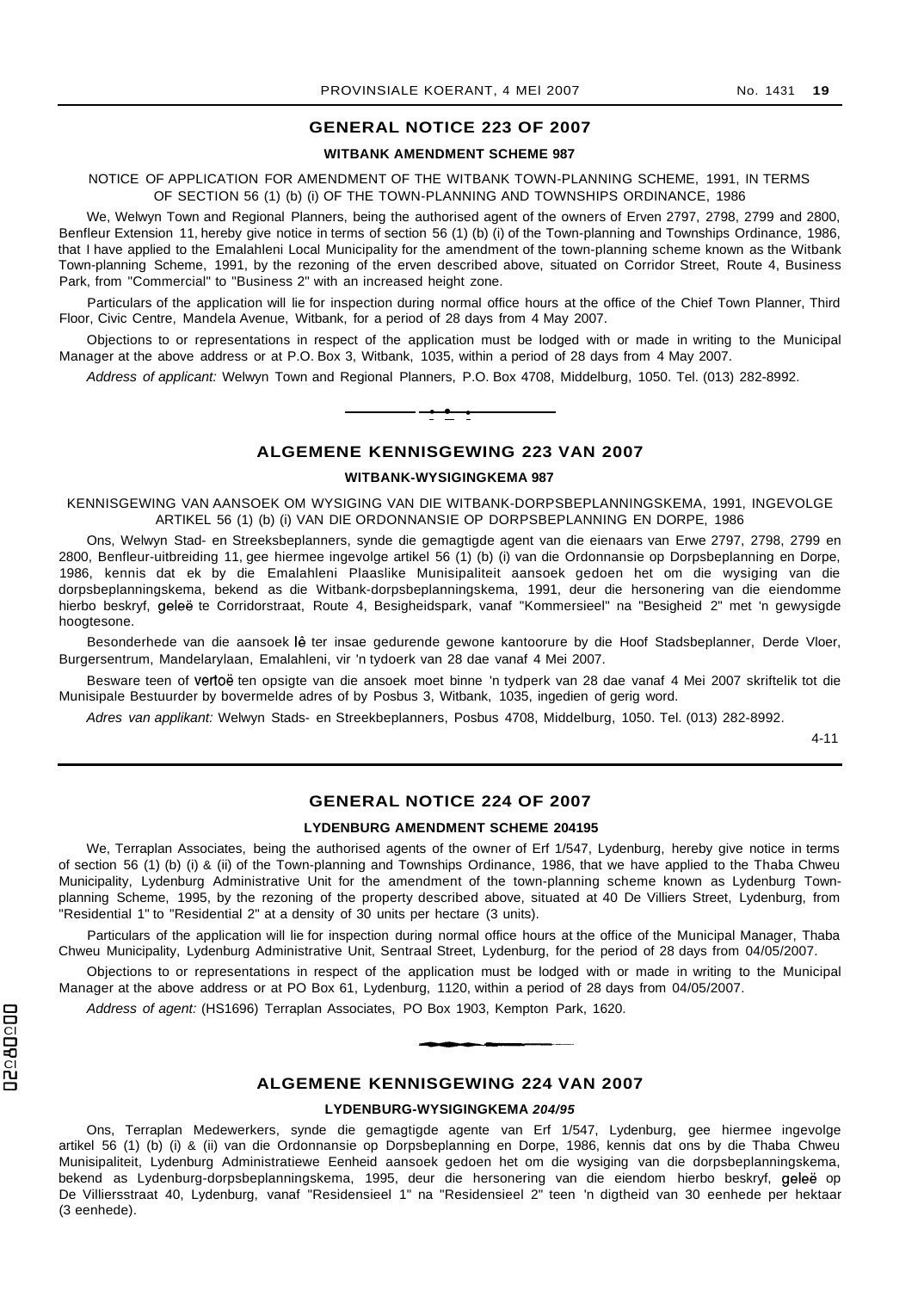## GENERAL NOTICE 223 OF 2007

### WITBANK AMENDMENT SCHEME 987

NOTICE OF APPLICATION FOR AMENDMENT OF THE WITBANK TOWN-PLANNING SCHEME, 1991, IN TERMS OF SECTION 56 (1) (b) (i) OF THE TOWN-PLANNING AND TOWNSHIPS ORDINANCE, 1986

We, Welwyn Town and Regional Planners, being the authorised agent of the owners of Erven 2797, 2798, 2799 and 2800, Benfleur Extension 11, hereby give notice in terms of section 56 (1) (b) (i) of the Town-planning and Townships Ordinance, 1986, that I have applied to the Emalahleni Local Municipality for the amendment of the town-planning scheme known as the Witbank Town-planning Scheme, 1991, by the rezoning of the erven described above, situated on Corridor Street, Route 4, Business Park, from "Commercial" to "Business 2" with an increased height zone.

Particulars of the application will lie for inspection during normal office hours at the office of the Chief Town Planner, Third Floor, Civic Centre, Mandela Avenue, Witbank, for a period of 28 days from 4 May 2007.

Objections to or representations in respect of the application must be lodged with or made in writing to the Municipal Manager at the above address or at P.O. Box 3, Witbank, 1035, within a period of 28 days from 4 May 2007.

*Address of applicant:* Welwyn Town and Regional Planners, P.O. Box 4708, Middelburg, 1050. Tel. (013) 282-8992.

## ALGEMENE KENNISGEWING 223 VAN 2007

### WITBANK-WYSIGINGKEMA 987

KENNISGEWING VAN AANSOEK OM WYSIGING VAN DIE WITBANK-DORPSBEPLANNINGSKEMA, 1991, INGEVOLGE ARTIKEL 56 (1) (b) (i) VAN DIE ORDONNANSIE OP DORPSBEPLANNING EN DORPE, 1986

Ons, Welwyn Stad- en Streeksbeplanners, synde die gemagtigde agent van die eienaars van Erwe 2797, 2798, 2799 en 2800, Benfleur-uitbreiding 11, gee hiermee ingevolge artikel 56 (1) (b) (i) van die Ordonnansie op Dorpsbeplanning en Dorpe, 1986, kennis dat ek by die Emalahleni Plaaslike Munisipaliteit aansoek gedoen het om die wysiging van die dorpsbeplanningskema, bekend as die Witbank-dorpsbeplanningskema, 1991, deur die hersonering van die eiendomme hierbo beskryf, geleë te Corridorstraat, Route 4, Besigheidspark, vanaf "Kommersieel" na "Besigheid 2" met 'n gewysigde hoogtesone.

Besonderhede van die aansoek lê ter insae gedurende gewone kantoorure by die Hoof Stadsbeplanner, Derde Vloer, Burgersentrum, Mandelarylaan, Emalahleni, vir 'n tydoerk van 28 dae vanaf 4 Mei 2007.

Besware teen of vertoë ten opsigte van die ansoek moet binne 'n tydperk van 28 dae vanaf 4 Mei 2007 skriftelik tot die Munisipale Bestuurder by bovermelde adres of by Posbus 3, Witbank, 1035, ingedien of gerig word.

*Adres van applikant:* Welwyn Stads- en Streekbeplanners, Posbus 4708, Middelburg, 1050. Tel. (013) 282-8992.

4-11

## GENERAL NOTICE 224 OF 2007

### LYDENBURG AMENDMENT SCHEME 204195

We, Terraplan Associates, being the authorised agents of the owner of Erf 1/547, Lydenburg, hereby give notice in terms of section 56 (1) (b) (i) & (ii) of the Town-planning and Townships Ordinance, 1986, that we have applied to the Thaba Chweu Municipality, Lydenburg Administrative Unit for the amendment of the town-planning scheme known as Lydenburg Town-planning Scheme, 1995, by the rezoning of the property described above, situated at 40 De Villiers Street, Lydenburg, from "Residential 1" to "Residential 2" at a density of 30 units per hectare (3 units).

Particulars of the application will lie for inspection during normal office hours at the office of the Municipal Manager, Thaba Chweu Municipality, Lydenburg Administrative Unit, Sentraal Street, Lydenburg, for the period of 28 days from 04/05/2007.

Objections to or representations in respect of the application must be lodged with or made in writing to the Municipal Manager at the above address or at PO Box 61, Lydenburg, 1120, within a period of 28 days from 04/05/2007.

*Address of agent:* (HS1696) Terraplan Associates, PO Box 1903, Kempton Park, 1620.

## ALGEMENE KENNISGEWING 224 VAN 2007

### LYDENBURG-WYSIGINGKEMA *204/95*

Ons, Terraplan Medewerkers, synde die gemagtigde agente van Erf 1/547, Lydenburg, gee hiermee ingevolge artikel 56 (1) (b) (i) & (ii) van die Ordonnansie op Dorpsbeplanning en Dorpe, 1986, kennis dat ons by die Thaba Chweu Munisipaliteit, Lydenburg Administratiewe Eenheid aansoek gedoen het om die wysiging van die dorpsbeplanningskema, bekend as Lydenburg-dorpsbeplanningskema, 1995, deur die hersonering van die eiendom hierbo beskryf, geleë op De Villiersstraat 40, Lydenburg, vanaf "Residensieel 1" na "Residensieel 2" teen 'n digtheid van 30 eenhede per hektaar (3 eenhede).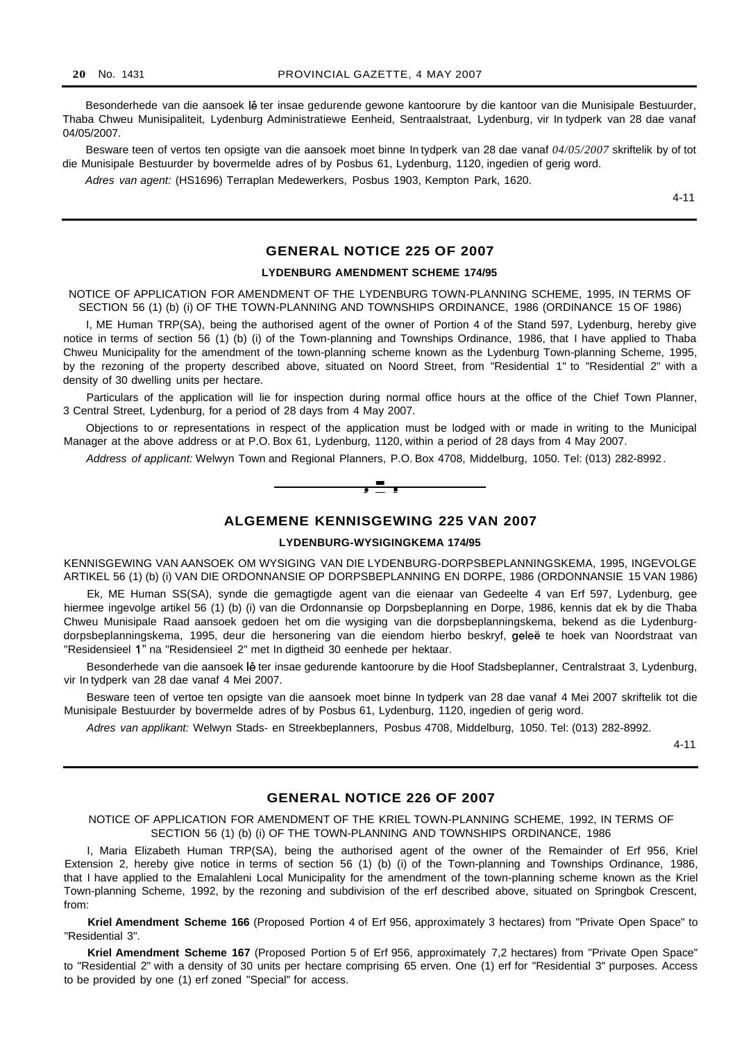Besonderhede van die aansoek lê ter insae gedurende gewone kantoorure by die kantoor van die Munisipale Bestuurder, Thaba Chweu Munisipaliteit, Lydenburg Administratiewe Eenheid, Sentraalstraat, Lydenburg, vir In tydperk van 28 dae vanaf 04/05/2007.

Besware teen of vertos ten opsigte van die aansoek moet binne In tydperk van 28 dae vanaf *04/05/2007* skriftelik by of tot die Munisipale Bestuurder by bovermelde adres of by Posbus 61, Lydenburg, 1120, ingedien of gerig word.

*Adres van agent:* (HS1696) Terraplan Medewerkers, Posbus 1903, Kempton Park, 1620.

4-11

---

## GENERAL NOTICE 225 OF 2007

### LYDENBURG AMENDMENT SCHEME 174/95

NOTICE OF APPLICATION FOR AMENDMENT OF THE LYDENBURG TOWN-PLANNING SCHEME, 1995, IN TERMS OF SECTION 56 (1) (b) (i) OF THE TOWN-PLANNING AND TOWNSHIPS ORDINANCE, 1986 (ORDINANCE 15 OF 1986)

I, ME Human TRP(SA), being the authorised agent of the owner of Portion 4 of the Stand 597, Lydenburg, hereby give notice in terms of section 56 (1) (b) (i) of the Town-planning and Townships Ordinance, 1986, that I have applied to Thaba Chweu Municipality for the amendment of the town-planning scheme known as the Lydenburg Town-planning Scheme, 1995, by the rezoning of the property described above, situated on Noord Street, from "Residential 1" to "Residential 2" with a density of 30 dwelling units per hectare.

Particulars of the application will lie for inspection during normal office hours at the office of the Chief Town Planner, 3 Central Street, Lydenburg, for a period of 28 days from 4 May 2007.

Objections to or representations in respect of the application must be lodged with or made in writing to the Municipal Manager at the above address or at P.O. Box 61, Lydenburg, 1120, within a period of 28 days from 4 May 2007.

*Address of applicant:* Welwyn Town and Regional Planners, P.O. Box 4708, Middelburg, 1050. Tel: (013) 282-8992.

---

## ALGEMENE KENNISGEWING 225 VAN 2007

### LYDENBURG-WYSIGINGKEMA 174/95

KENNISGEWING VAN AANSOEK OM WYSIGING VAN DIE LYDENBURG-DORPSBEPLANNINGSKEMA, 1995, INGEVOLGE ARTIKEL 56 (1) (b) (i) VAN DIE ORDONNANSIE OP DORPSBEPLANNING EN DORPE, 1986 (ORDONNANSIE 15 VAN 1986)

Ek, ME Human SS(SA), synde die gemagtigde agent van die eienaar van Gedeelte 4 van Erf 597, Lydenburg, gee hiermee ingevolge artikel 56 (1) (b) (i) van die Ordonnansie op Dorpsbeplanning en Dorpe, 1986, kennis dat ek by die Thaba Chweu Munisipale Raad aansoek gedoen het om die wysiging van die dorpsbeplanningskema, bekend as die Lydenburg-dorpsbeplanningskema, 1995, deur die hersonering van die eiendom hierbo beskryf, geleë te hoek van Noordstraat van "Residensieel 1" na "Residensieel 2" met In digtheid 30 eenhede per hektaar.

Besonderhede van die aansoek lê ter insae gedurende kantoorure by die Hoof Stadsbeplanner, Centralstraat 3, Lydenburg, vir In tydperk van 28 dae vanaf 4 Mei 2007.

Besware teen of vertoe ten opsigte van die aansoek moet binne In tydperk van 28 dae vanaf 4 Mei 2007 skriftelik tot die Munisipale Bestuurder by bovermelde adres of by Posbus 61, Lydenburg, 1120, ingedien of gerig word.

*Adres van applikant:* Welwyn Stads- en Streekbeplanners, Posbus 4708, Middelburg, 1050. Tel: (013) 282-8992.

4-11

---

## GENERAL NOTICE 226 OF 2007

NOTICE OF APPLICATION FOR AMENDMENT OF THE KRIEL TOWN-PLANNING SCHEME, 1992, IN TERMS OF SECTION 56 (1) (b) (i) OF THE TOWN-PLANNING AND TOWNSHIPS ORDINANCE, 1986

I, Maria Elizabeth Human TRP(SA), being the authorised agent of the owner of the Remainder of Erf 956, Kriel Extension 2, hereby give notice in terms of section 56 (1) (b) (i) of the Town-planning and Townships Ordinance, 1986, that I have applied to the Emalahleni Local Municipality for the amendment of the town-planning scheme known as the Kriel Town-planning Scheme, 1992, by the rezoning and subdivision of the erf described above, situated on Springbok Crescent, from:

**Kriel Amendment Scheme 166** (Proposed Portion 4 of Erf 956, approximately 3 hectares) from "Private Open Space" to "Residential 3".

**Kriel Amendment Scheme 167** (Proposed Portion 5 of Erf 956, approximately 7,2 hectares) from "Private Open Space" to "Residential 2" with a density of 30 units per hectare comprising 65 erven. One (1) erf for "Residential 3" purposes. Access to be provided by one (1) erf zoned "Special" for access.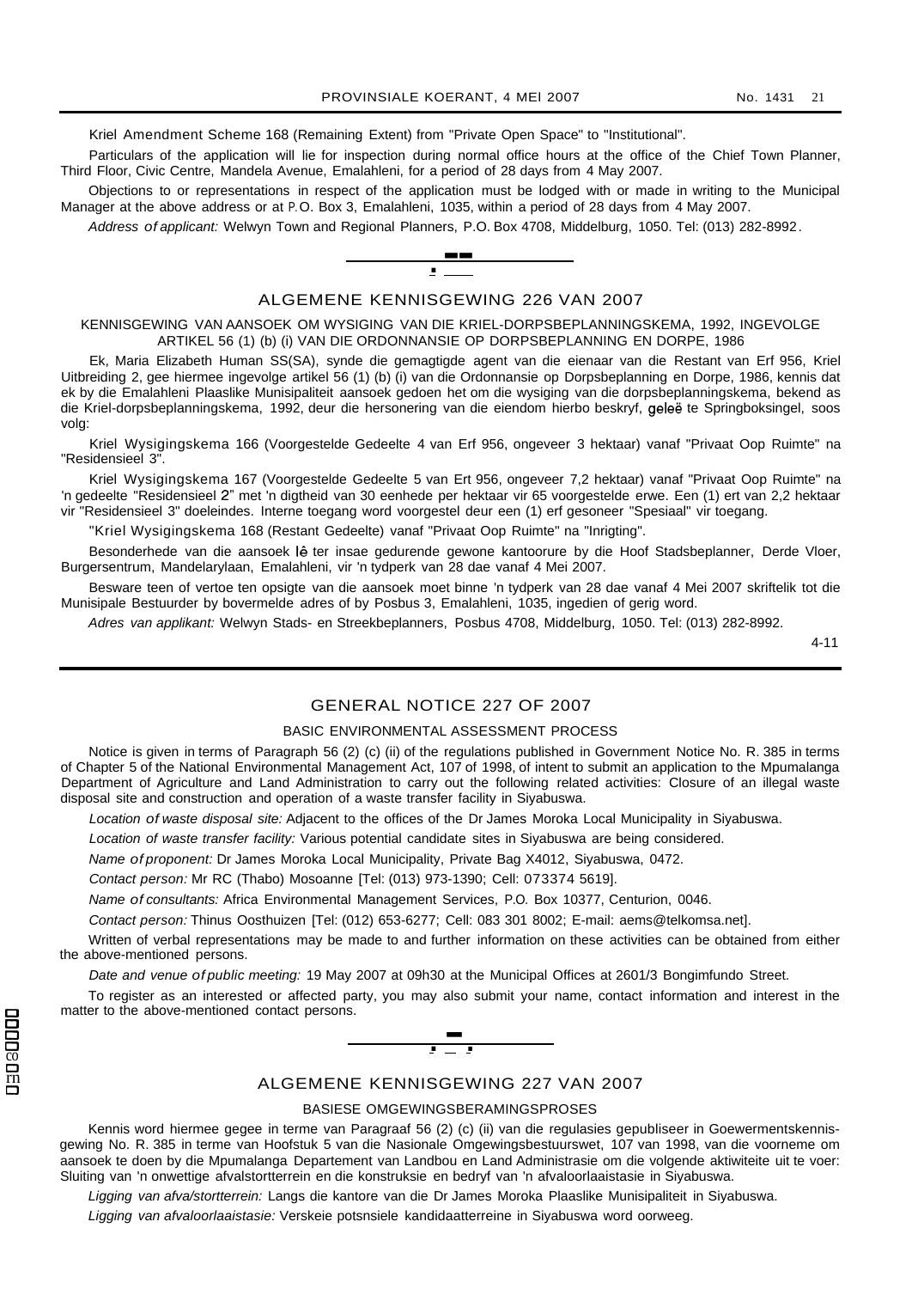Kriel Amendment Scheme 168 (Remaining Extent) from "Private Open Space" to "Institutional".

Particulars of the application will lie for inspection during normal office hours at the office of the Chief Town Planner, Third Floor, Civic Centre, Mandela Avenue, Emalahleni, for a period of 28 days from 4 May 2007.

Objections to or representations in respect of the application must be lodged with or made in writing to the Municipal Manager at the above address or at P.O. Box 3, Emalahleni, 1035, within a period of 28 days from 4 May 2007.

*Address of applicant:* Welwyn Town and Regional Planners, P.O. Box 4708, Middelburg, 1050. Tel: (013) 282-8992.

---

## ALGEMENE KENNISGEWING 226 VAN 2007

KENNISGEWING VAN AANSOEK OM WYSIGING VAN DIE KRIEL-DORPSBEPLANNINGSKEMA, 1992, INGEVOLGE ARTIKEL 56 (1) (b) (i) VAN DIE ORDONNANSIE OP DORPSBEPLANNING EN DORPE, 1986

Ek, Maria Elizabeth Human SS(SA), synde die gemagtigde agent van die eienaar van die Restant van Erf 956, Kriel Uitbreiding 2, gee hiermee ingevolge artikel 56 (1) (b) (i) van die Ordonnansie op Dorpsbeplanning en Dorpe, 1986, kennis dat ek by die Emalahleni Plaaslike Munisipaliteit aansoek gedoen het om die wysiging van die dorpsbeplanningskema, bekend as die Kriel-dorpsbeplanningskema, 1992, deur die hersonering van die eiendom hierbo beskryf, geleë te Springboksingel, soos volg:

Kriel Wysigingskema 166 (Voorgestelde Gedeelte 4 van Erf 956, ongeveer 3 hektaar) vanaf "Privaat Oop Ruimte" na "Residensieel 3".

Kriel Wysigingskema 167 (Voorgestelde Gedeelte 5 van Ert 956, ongeveer 7,2 hektaar) vanaf "Privaat Oop Ruimte" na 'n gedeelte "Residensieel 2" met 'n digtheid van 30 eenhede per hektaar vir 65 voorgestelde erwe. Een (1) ert van 2,2 hektaar vir "Residensieel 3" doeleindes. Interne toegang word voorgestel deur een (1) erf gesoneer "Spesiaal" vir toegang.

"Kriel Wysigingskema 168 (Restant Gedeelte) vanaf "Privaat Oop Ruimte" na "Inrigting".

Besonderhede van die aansoek lê ter insae gedurende gewone kantoorure by die Hoof Stadsbeplanner, Derde Vloer, Burgersentrum, Mandelarylaan, Emalahleni, vir 'n tydperk van 28 dae vanaf 4 Mei 2007.

Besware teen of vertoe ten opsigte van die aansoek moet binne 'n tydperk van 28 dae vanaf 4 Mei 2007 skriftelik tot die Munisipale Bestuurder by bovermelde adres of by Posbus 3, Emalahleni, 1035, ingedien of gerig word.

*Adres van applikant:* Welwyn Stads- en Streekbeplanners, Posbus 4708, Middelburg, 1050. Tel: (013) 282-8992.

4-11

---

## GENERAL NOTICE 227 OF 2007

BASIC ENVIRONMENTAL ASSESSMENT PROCESS

Notice is given in terms of Paragraph 56 (2) (c) (ii) of the regulations published in Government Notice No. R. 385 in terms of Chapter 5 of the National Environmental Management Act, 107 of 1998, of intent to submit an application to the Mpumalanga Department of Agriculture and Land Administration to carry out the following related activities: Closure of an illegal waste disposal site and construction and operation of a waste transfer facility in Siyabuswa.

*Location of waste disposal site:* Adjacent to the offices of the Dr James Moroka Local Municipality in Siyabuswa.

*Location of waste transfer facility:* Various potential candidate sites in Siyabuswa are being considered.

*Name of proponent:* Dr James Moroka Local Municipality, Private Bag X4012, Siyabuswa, 0472.

*Contact person:* Mr RC (Thabo) Mosoanne [Tel: (013) 973-1390; Cell: 073374 5619].

*Name of consultants:* Africa Environmental Management Services, P.O. Box 10377, Centurion, 0046.

*Contact person:* Thinus Oosthuizen [Tel: (012) 653-6277; Cell: 083 301 8002; E-mail: aems@telkomsa.net].

Written of verbal representations may be made to and further information on these activities can be obtained from either the above-mentioned persons.

*Date and venue of public meeting:* 19 May 2007 at 09h30 at the Municipal Offices at 2601/3 Bongimfundo Street.

To register as an interested or affected party, you may also submit your name, contact information and interest in the matter to the above-mentioned contact persons.

---

## ALGEMENE KENNISGEWING 227 VAN 2007

BASIESE OMGEWINGSBERAMINGSPROSES

Kennis word hiermee gegee in terme van Paragraaf 56 (2) (c) (ii) van die regulasies gepubliseer in Goewermentskennisgewing No. R. 385 in terme van Hoofstuk 5 van die Nasionale Omgewingsbestuurswet, 107 van 1998, van die voorneme om aansoek te doen by die Mpumalanga Departement van Landbou en Land Administrasie om die volgende aktiwiteite uit te voer: Sluiting van 'n onwettige afvalstortterrein en die konstruksie en bedryf van 'n afvaloorlaaistasie in Siyabuswa.

*Ligging van afva/stortterrein:* Langs die kantore van die Dr James Moroka Plaaslike Munisipaliteit in Siyabuswa.

*Ligging van afvaloorlaaistasie:* Verskeie potsnsiele kandidaatterreine in Siyabuswa word oorweeg.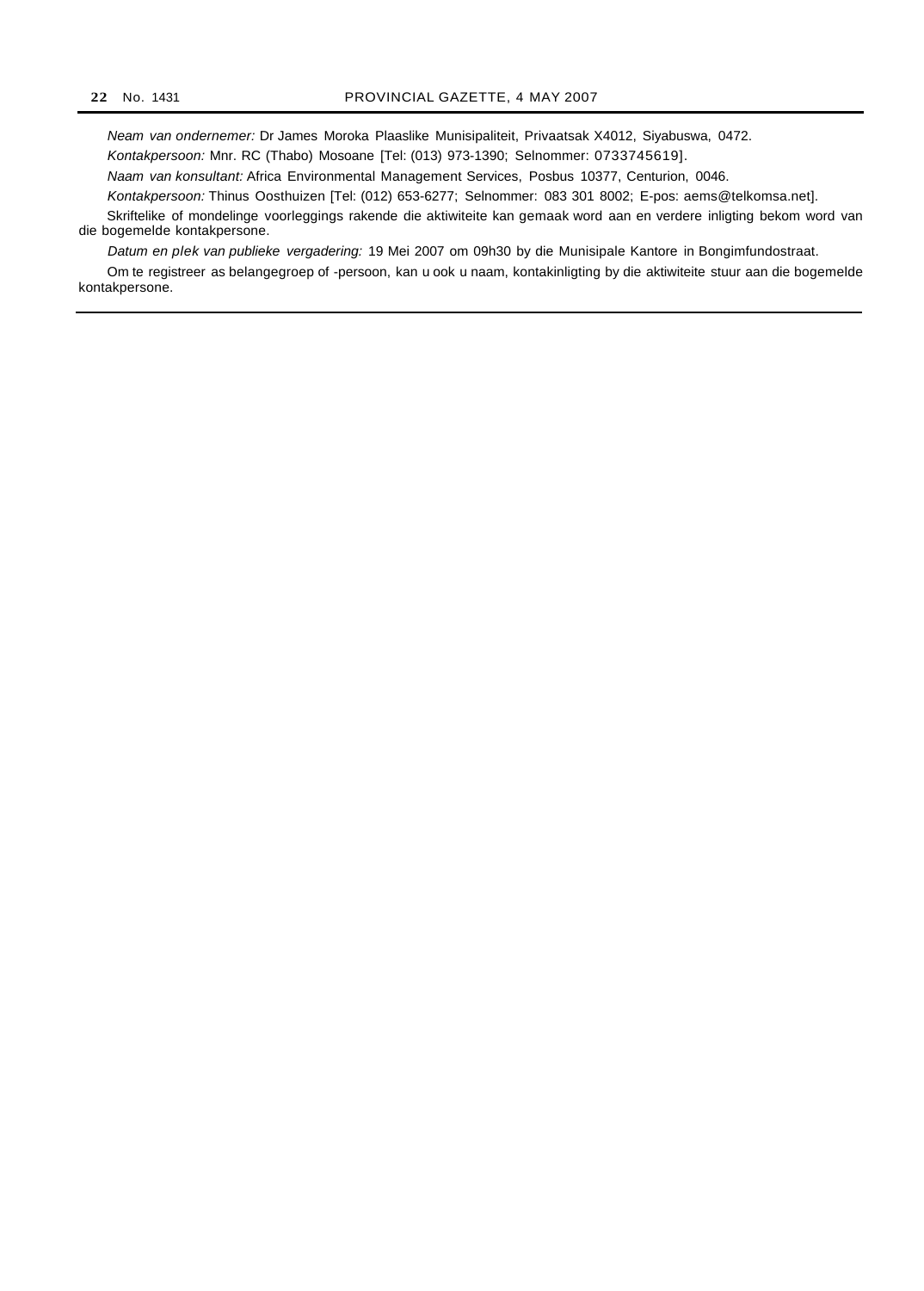*Neam van ondernemer:* Dr James Moroka Plaaslike Munisipaliteit, Privaatsak X4012, Siyabuswa, 0472.

*Kontakpersoon:* Mnr. RC (Thabo) Mosoane [Tel: (013) 973-1390; Selnommer: 0733745619].

*Naam van konsultant:* Africa Environmental Management Services, Posbus 10377, Centurion, 0046.

*Kontakpersoon:* Thinus Oosthuizen [Tel: (012) 653-6277; Selnommer: 083 301 8002; E-pos: aems@telkomsa.net].

Skriftelike of mondelinge voorleggings rakende die aktiwiteite kan gemaak word aan en verdere inligting bekom word van die bogemelde kontakpersone.

*Datum en plek van publieke vergadering:* 19 Mei 2007 om 09h30 by die Munisipale Kantore in Bongimfundostraat.

Om te registreer as belangegroep of -persoon, kan u ook u naam, kontakinligting by die aktiwiteite stuur aan die bogemelde kontakpersone.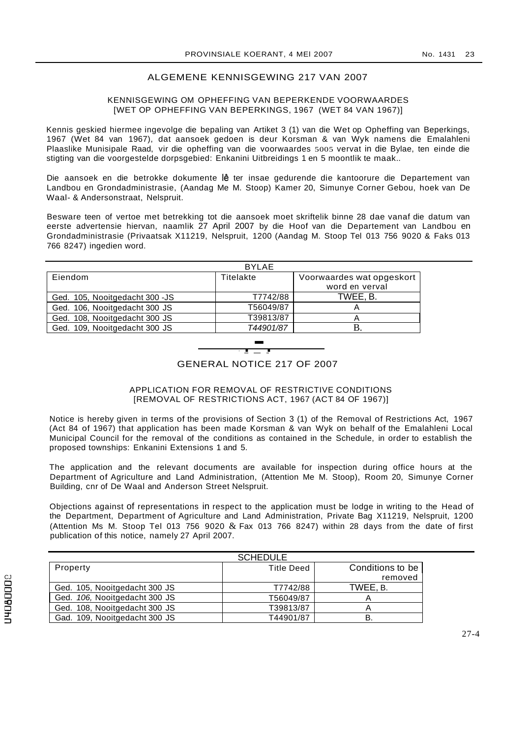## ALGEMENE KENNISGEWING 217 VAN 2007

KENNISGEWING OM OPHEFFING VAN BEPERKENDE VOORWAARDES
[WET OP OPHEFFING VAN BEPERKINGS, 1967 (WET 84 VAN 1967)]

Kennis geskied hiermee ingevolge die bepaling van Artiket 3 (1) van die Wet op Opheffing van Beperkings, 1967 (Wet 84 van 1967), dat aansoek gedoen is deur Korsman & van Wyk namens die Emalahleni Plaaslike Munisipale Raad, vir die opheffing van die voorwaardes 5005 vervat in die Bylae, ten einde die stigting van die voorgestelde dorpsgebied: Enkanini Uitbreidings 1 en 5 moontlik te maak..

Die aansoek en die betrokke dokumente lê ter insae gedurende die kantoorure die Departement van Landbou en Grondadministrasie, (Aandag Me M. Stoop) Kamer 20, Simunye Corner Gebou, hoek van De Waal- & Andersonstraat, Nelspruit.

Besware teen of vertoe met betrekking tot die aansoek moet skriftelik binne 28 dae vanaf die datum van eerste advertensie hiervan, naamlik 27 April 2007 by die Hoof van die Departement van Landbou en Grondadministrasie (Privaatsak X11219, Nelspruit, 1200 (Aandag M. Stoop Tel 013 756 9020 & Faks 013 766 8247) ingedien word.

BYLAE

| Eiendom | Titelakte | Voorwaardes wat opgeskort word en verval |
|---|---|---|
| Ged. 105, Nooitgedacht 300 -JS | T7742/88 | TWEE, B. |
| Ged. 106, Nooitgedacht 300 JS | T56049/87 | A |
| Ged. 108, Nooitgedacht 300 JS | T39813/87 | A |
| Ged. 109, Nooitgedacht 300 JS | *T44901/87* | B. |

## GENERAL NOTICE 217 OF 2007

APPLICATION FOR REMOVAL OF RESTRICTIVE CONDITIONS
[REMOVAL OF RESTRICTIONS ACT, 1967 (ACT 84 OF 1967)]

Notice is hereby given in terms of the provisions of Section 3 (1) of the Removal of Restrictions Act, 1967 (Act 84 of 1967) that application has been made Korsman & van Wyk on behalf of the Emalahleni Local Municipal Council for the removal of the conditions as contained in the Schedule, in order to establish the proposed townships: Enkanini Extensions 1 and 5.

The application and the relevant documents are available for inspection during office hours at the Department of Agriculture and Land Administration, (Attention Me M. Stoop), Room 20, Simunye Corner Building, cnr of De Waal and Anderson Street Nelspruit.

Objections against of representations in respect to the application must be lodge in writing to the Head of the Department, Department of Agriculture and Land Administration, Private Bag X11219, Nelspruit, 1200 (Attention Ms M. Stoop Tel 013 756 9020 & Fax 013 766 8247) within 28 days from the date of first publication of this notice, namely 27 April 2007.

SCHEDULE

| Property | Title Deed | Conditions to be removed |
|---|---|---|
| Ged. 105, Nooitgedacht 300 JS | T7742/88 | TWEE, B. |
| Ged. *106,* Nooitgedacht 300 JS | T56049/87 | A |
| Ged. 108, Nooitgedacht 300 JS | T39813/87 | A |
| Gad. 109, Nooitgedacht 300 JS | T44901/87 | B. |

27-4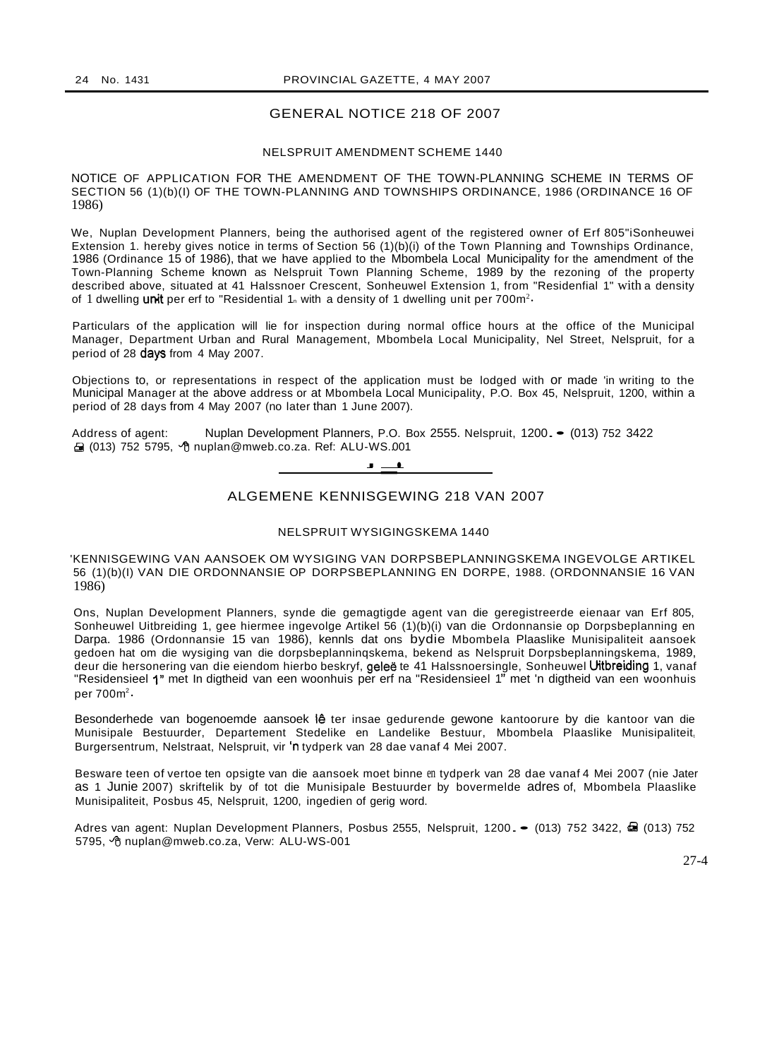## GENERAL NOTICE 218 OF 2007

### NELSPRUIT AMENDMENT SCHEME 1440

NOTICE OF APPLICATION FOR THE AMENDMENT OF THE TOWN-PLANNING SCHEME IN TERMS OF SECTION 56 (1)(b)(I) OF THE TOWN-PLANNING AND TOWNSHIPS ORDINANCE, 1986 (ORDINANCE 16 OF 1986)

We, Nuplan Development Planners, being the authorised agent of the registered owner of Erf 805"iSonheuwei Extension 1. hereby gives notice in terms of Section 56 (1)(b)(i) of the Town Planning and Townships Ordinance, 1986 (Ordinance 15 of 1986), that we have applied to the Mbombela Local Municipality for the amendment of the Town-Planning Scheme known as Nelspruit Town Planning Scheme, 1989 by the rezoning of the property described above, situated at 41 Halssnoer Crescent, Sonheuwel Extension 1, from "Residenfial 1" with a density of 1 dwelling unit per erf to "Residential 1" with a density of 1 dwelling unit per 700m$^2$.

Particulars of the application will lie for inspection during normal office hours at the office of the Municipal Manager, Department Urban and Rural Management, Mbombela Local Municipality, Nel Street, Nelspruit, for a period of 28 days from 4 May 2007.

Objections to, or representations in respect of the application must be lodged with or made 'in writing to the Municipal Manager at the above address or at Mbombela Local Municipality, P.O. Box 45, Nelspruit, 1200, within a period of 28 days from 4 May 2007 (no later than 1 June 2007).

Address of agent: Nuplan Development Planners, P.O. Box 2555. Nelspruit, 1200. (013) 752 3422 (013) 752 5795, nuplan@mweb.co.za. Ref: ALU-WS.001

---

## ALGEMENE KENNISGEWING 218 VAN 2007

### NELSPRUIT WYSIGINGSKEMA 1440

'KENNISGEWING VAN AANSOEK OM WYSIGING VAN DORPSBEPLANNINGSKEMA INGEVOLGE ARTIKEL 56 (1)(b)(I) VAN DIE ORDONNANSIE OP DORPSBEPLANNING EN DORPE, 1988. (ORDONNANSIE 16 VAN 1986)

Ons, Nuplan Development Planners, synde die gemagtigde agent van die geregistreerde eienaar van Erf 805, Sonheuwel Uitbreiding 1, gee hiermee ingevolge Artikel 56 (1)(b)(i) van die Ordonnansie op Dorpsbeplanning en Darpa. 1986 (Ordonnansie 15 van 1986), kennls dat ons bydie Mbombela Plaaslike Munisipaliteit aansoek gedoen hat om die wysiging van die dorpsbeplanninqskema, bekend as Nelspruit Dorpsbeplanningskema, 1989, deur die hersonering van die eiendom hierbo beskryf, geleë te 41 Halssnoersingle, Sonheuwel Uitbreiding 1, vanaf "Residensieel 1" met In digtheid van een woonhuis per erf na "Residensieel 1" met 'n digtheid van een woonhuis per 700m$^2$.

Besonderhede van bogenoemde aansoek lê ter insae gedurende gewone kantoorure by die kantoor van die Munisipale Bestuurder, Departement Stedelike en Landelike Bestuur, Mbombela Plaaslike Munisipaliteit, Burgersentrum, Nelstraat, Nelspruit, vir 'n tydperk van 28 dae vanaf 4 Mei 2007.

Besware teen of vertoe ten opsigte van die aansoek moet binne en tydperk van 28 dae vanaf 4 Mei 2007 (nie Jater as 1 Junie 2007) skriftelik by of tot die Munisipale Bestuurder by bovermelde adres of, Mbombela Plaaslike Munisipaliteit, Posbus 45, Nelspruit, 1200, ingedien of gerig word.

Adres van agent: Nuplan Development Planners, Posbus 2555, Nelspruit, 1200. (013) 752 3422, (013) 752 5795, nuplan@mweb.co.za, Verw: ALU-WS-001

27-4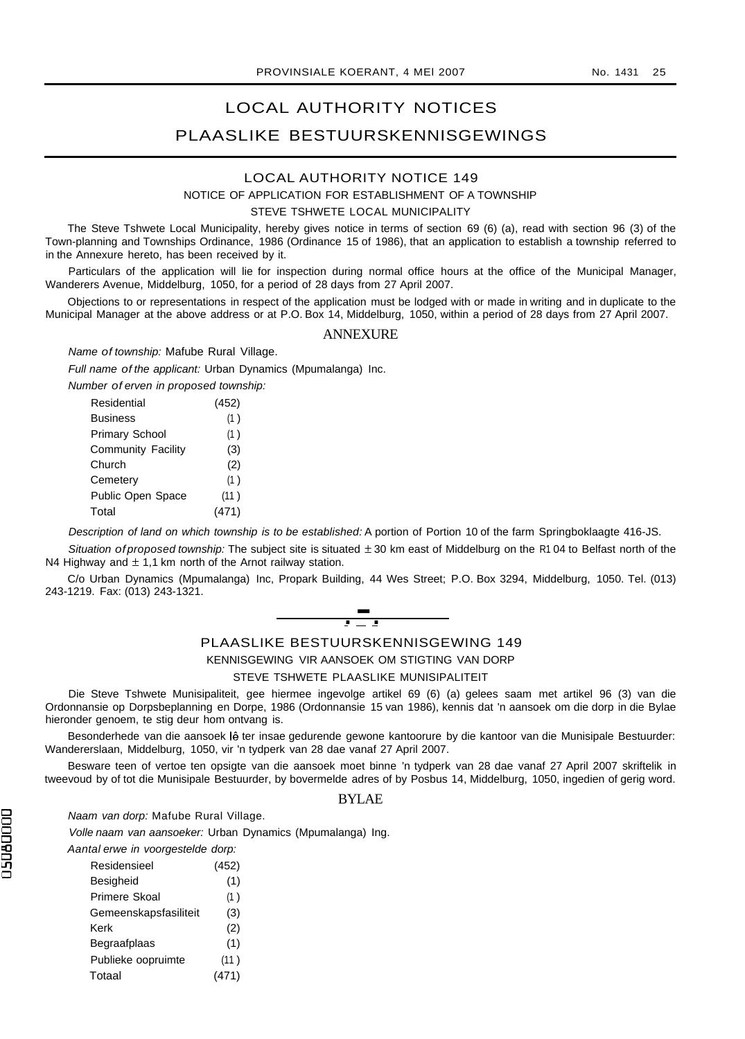# LOCAL AUTHORITY NOTICES

# PLAASLIKE BESTUURSKENNISGEWINGS

## LOCAL AUTHORITY NOTICE 149

NOTICE OF APPLICATION FOR ESTABLISHMENT OF A TOWNSHIP

STEVE TSHWETE LOCAL MUNICIPALITY

The Steve Tshwete Local Municipality, hereby gives notice in terms of section 69 (6) (a), read with section 96 (3) of the Town-planning and Townships Ordinance, 1986 (Ordinance 15 of 1986), that an application to establish a township referred to in the Annexure hereto, has been received by it.

Particulars of the application will lie for inspection during normal office hours at the office of the Municipal Manager, Wanderers Avenue, Middelburg, 1050, for a period of 28 days from 27 April 2007.

Objections to or representations in respect of the application must be lodged with or made in writing and in duplicate to the Municipal Manager at the above address or at P.O. Box 14, Middelburg, 1050, within a period of 28 days from 27 April 2007.

### ANNEXURE

*Name of township:* Mafube Rural Village.

*Full name of the applicant:* Urban Dynamics (Mpumalanga) Inc.

*Number of erven in proposed township:*

| | |
|---|---|
| Residential | (452) |
| Business | (1) |
| Primary School | (1) |
| Community Facility | (3) |
| Church | (2) |
| Cemetery | (1) |
| Public Open Space | (11) |
| Total | (471) |

*Description of land on which township is to be established:* A portion of Portion 10 of the farm Springboklaagte 416-JS.

*Situation of proposed township:* The subject site is situated ± 30 km east of Middelburg on the R104 to Belfast north of the N4 Highway and ± 1,1 km north of the Arnot railway station.

C/o Urban Dynamics (Mpumalanga) Inc, Propark Building, 44 Wes Street; P.O. Box 3294, Middelburg, 1050. Tel. (013) 243-1219. Fax: (013) 243-1321.

---

## PLAASLIKE BESTUURSKENNISGEWING 149

KENNISGEWING VIR AANSOEK OM STIGTING VAN DORP

STEVE TSHWETE PLAASLIKE MUNISIPALITEIT

Die Steve Tshwete Munisipaliteit, gee hiermee ingevolge artikel 69 (6) (a) gelees saam met artikel 96 (3) van die Ordonnansie op Dorpsbeplanning en Dorpe, 1986 (Ordonnansie 15 van 1986), kennis dat 'n aansoek om die dorp in die Bylae hieronder genoem, te stig deur hom ontvang is.

Besonderhede van die aansoek lê ter insae gedurende gewone kantoorure by die kantoor van die Munisipale Bestuurder: Wandererslaan, Middelburg, 1050, vir 'n tydperk van 28 dae vanaf 27 April 2007.

Besware teen of vertoe ten opsigte van die aansoek moet binne 'n tydperk van 28 dae vanaf 27 April 2007 skriftelik in tweevoud by of tot die Munisipale Bestuurder, by bovermelde adres of by Posbus 14, Middelburg, 1050, ingedien of gerig word.

### BYLAE

*Naam van dorp:* Mafube Rural Village.

*Volle naam van aansoeker:* Urban Dynamics (Mpumalanga) Ing.

*Aantal erwe in voorgestelde dorp:*

| | |
|---|---|
| Residensieel | (452) |
| Besigheid | (1) |
| Primere Skoal | (1) |
| Gemeenskapsfasiliteit | (3) |
| Kerk | (2) |
| Begraafplaas | (1) |
| Publieke oopruimte | (11) |
| Totaal | (471) |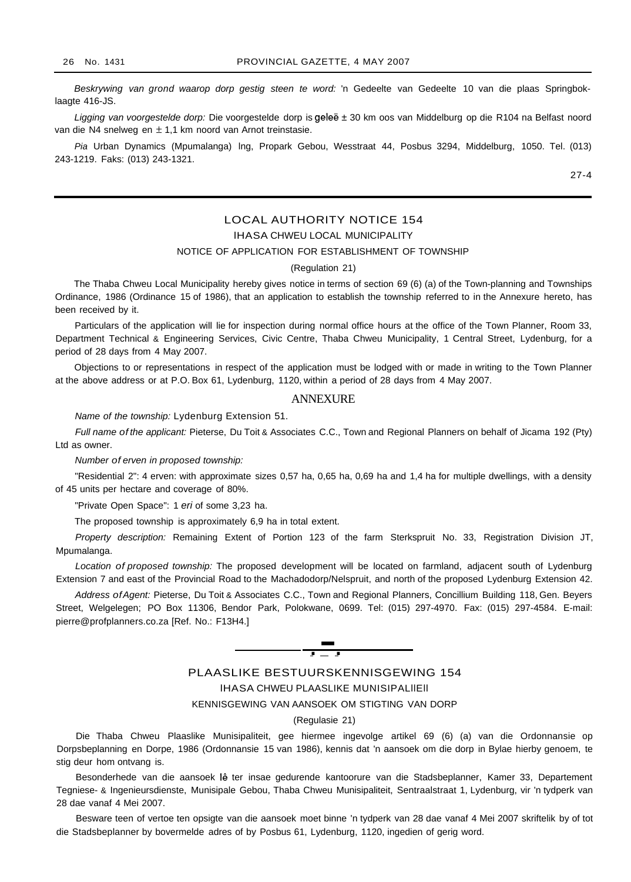*Beskrywing van grond waarop dorp gestig steen te word:* 'n Gedeelte van Gedeelte 10 van die plaas Springboklaagte 416-JS.

*Ligging van voorgestelde dorp:* Die voorgestelde dorp is geleë ± 30 km oos van Middelburg op die R104 na Belfast noord van die N4 snelweg en ± 1,1 km noord van Arnot treinstasie.

*Pia* Urban Dynamics (Mpumalanga) lng, Propark Gebou, Wesstraat 44, Posbus 3294, Middelburg, 1050. Tel. (013) 243-1219. Faks: (013) 243-1321.

27-4

## LOCAL AUTHORITY NOTICE 154

### IHASA CHWEU LOCAL MUNICIPALITY

### NOTICE OF APPLICATION FOR ESTABLISHMENT OF TOWNSHIP

(Regulation 21)

The Thaba Chweu Local Municipality hereby gives notice in terms of section 69 (6) (a) of the Town-planning and Townships Ordinance, 1986 (Ordinance 15 of 1986), that an application to establish the township referred to in the Annexure hereto, has been received by it.

Particulars of the application will lie for inspection during normal office hours at the office of the Town Planner, Room 33, Department Technical & Engineering Services, Civic Centre, Thaba Chweu Municipality, 1 Central Street, Lydenburg, for a period of 28 days from 4 May 2007.

Objections to or representations in respect of the application must be lodged with or made in writing to the Town Planner at the above address or at P.O. Box 61, Lydenburg, 1120, within a period of 28 days from 4 May 2007.

### ANNEXURE

*Name of the township:* Lydenburg Extension 51.

*Full name of the applicant:* Pieterse, Du Toit & Associates C.C., Town and Regional Planners on behalf of Jicama 192 (Pty) Ltd as owner.

*Number of erven in proposed township:*

"Residential 2": 4 erven: with approximate sizes 0,57 ha, 0,65 ha, 0,69 ha and 1,4 ha for multiple dwellings, with a density of 45 units per hectare and coverage of 80%.

"Private Open Space": 1 *eri* of some 3,23 ha.

The proposed township is approximately 6,9 ha in total extent.

*Property description:* Remaining Extent of Portion 123 of the farm Sterkspruit No. 33, Registration Division JT, Mpumalanga.

*Location of proposed township:* The proposed development will be located on farmland, adjacent south of Lydenburg Extension 7 and east of the Provincial Road to the Machadodorp/Nelspruit, and north of the proposed Lydenburg Extension 42.

*Address of Agent:* Pieterse, Du Toit & Associates C.C., Town and Regional Planners, Concillium Building 118, Gen. Beyers Street, Welgelegen; PO Box 11306, Bendor Park, Polokwane, 0699. Tel: (015) 297-4970. Fax: (015) 297-4584. E-mail: pierre@profplanners.co.za [Ref. No.: F13H4.]

## PLAASLIKE BESTUURSKENNISGEWING 154

### IHASA CHWEU PLAASLIKE MUNISIPALIlEIl

### KENNISGEWING VAN AANSOEK OM STIGTING VAN DORP

(Regulasie 21)

Die Thaba Chweu Plaaslike Munisipaliteit, gee hiermee ingevolge artikel 69 (6) (a) van die Ordonnansie op Dorpsbeplanning en Dorpe, 1986 (Ordonnansie 15 van 1986), kennis dat 'n aansoek om die dorp in Bylae hierby genoem, te stig deur hom ontvang is.

Besonderhede van die aansoek lê ter insae gedurende kantoorure van die Stadsbeplanner, Kamer 33, Departement Tegniese- & Ingenieursdienste, Munisipale Gebou, Thaba Chweu Munisipaliteit, Sentraalstraat 1, Lydenburg, vir 'n tydperk van 28 dae vanaf 4 Mei 2007.

Besware teen of vertoe ten opsigte van die aansoek moet binne 'n tydperk van 28 dae vanaf 4 Mei 2007 skriftelik by of tot die Stadsbeplanner by bovermelde adres of by Posbus 61, Lydenburg, 1120, ingedien of gerig word.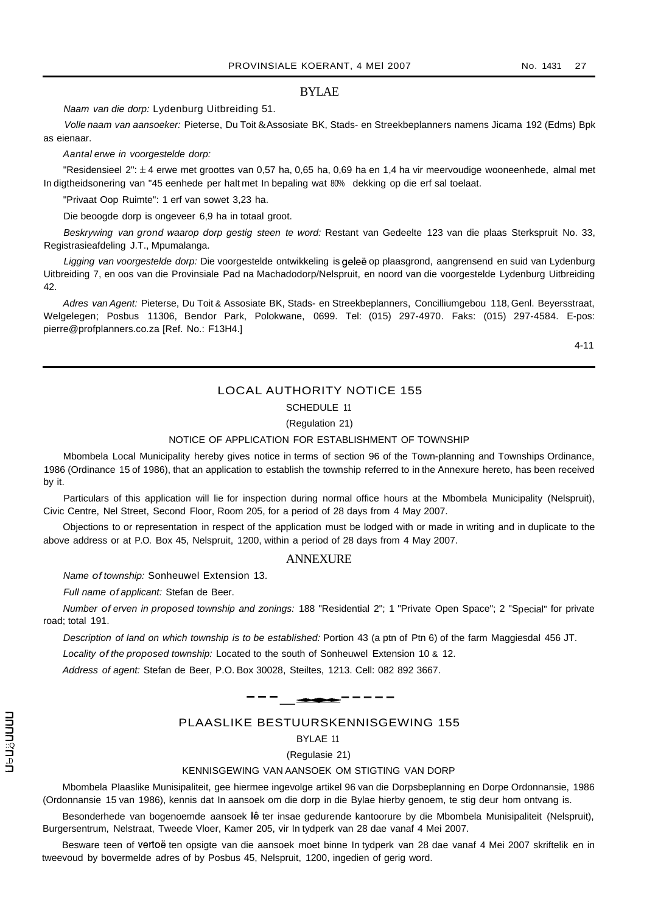## BYLAE

*Naam van die dorp:* Lydenburg Uitbreiding 51.

*Volle naam van aansoeker:* Pieterse, Du Toit & Assosiate BK, Stads- en Streekbeplanners namens Jicama 192 (Edms) Bpk as eienaar.

*Aantal erwe in voorgestelde dorp:*

"Residensieel 2": ± 4 erwe met groottes van 0,57 ha, 0,65 ha, 0,69 ha en 1,4 ha vir meervoudige wooneenhede, almal met In digtheidsonering van "45 eenhede per halt met In bepaling wat 80% dekking op die erf sal toelaat.

"Privaat Oop Ruimte": 1 erf van sowet 3,23 ha.

Die beoogde dorp is ongeveer 6,9 ha in totaal groot.

*Beskrywing van grond waarop dorp gestig steen te word:* Restant van Gedeelte 123 van die plaas Sterkspruit No. 33, Registrasieafdeling J.T., Mpumalanga.

*Ligging van voorgestelde dorp:* Die voorgestelde ontwikkeling is geleë op plaasgrond, aangrensend en suid van Lydenburg Uitbreiding 7, en oos van die Provinsiale Pad na Machadodorp/Nelspruit, en noord van die voorgestelde Lydenburg Uitbreiding 42.

*Adres van Agent:* Pieterse, Du Toit & Assosiate BK, Stads- en Streekbeplanners, Concilliumgebou 118, Genl. Beyersstraat, Welgelegen; Posbus 11306, Bendor Park, Polokwane, 0699. Tel: (015) 297-4970. Faks: (015) 297-4584. E-pos: pierre@profplanners.co.za [Ref. No.: F13H4.]

4-11

---

## LOCAL AUTHORITY NOTICE 155

SCHEDULE 11

(Regulation 21)

NOTICE OF APPLICATION FOR ESTABLISHMENT OF TOWNSHIP

Mbombela Local Municipality hereby gives notice in terms of section 96 of the Town-planning and Townships Ordinance, 1986 (Ordinance 15 of 1986), that an application to establish the township referred to in the Annexure hereto, has been received by it.

Particulars of this application will lie for inspection during normal office hours at the Mbombela Municipality (Nelspruit), Civic Centre, Nel Street, Second Floor, Room 205, for a period of 28 days from 4 May 2007.

Objections to or representation in respect of the application must be lodged with or made in writing and in duplicate to the above address or at P.O. Box 45, Nelspruit, 1200, within a period of 28 days from 4 May 2007.

### ANNEXURE

*Name of township:* Sonheuwel Extension 13.

*Full name of applicant:* Stefan de Beer.

*Number of erven in proposed township and zonings:* 188 "Residential 2"; 1 "Private Open Space"; 2 "Special" for private road; total 191.

*Description of land on which township is to be established:* Portion 43 (a ptn of Ptn 6) of the farm Maggiesdal 456 JT.

*Locality of the proposed township:* Located to the south of Sonheuwel Extension 10 & 12.

*Address of agent:* Stefan de Beer, P.O. Box 30028, Steiltes, 1213. Cell: 082 892 3667.

---

## PLAASLIKE BESTUURSKENNISGEWING 155

BYLAE 11

(Regulasie 21)

KENNISGEWING VAN AANSOEK OM STIGTING VAN DORP

Mbombela Plaaslike Munisipaliteit, gee hiermee ingevolge artikel 96 van die Dorpsbeplanning en Dorpe Ordonnansie, 1986 (Ordonnansie 15 van 1986), kennis dat In aansoek om die dorp in die Bylae hierby genoem, te stig deur hom ontvang is.

Besonderhede van bogenoemde aansoek lê ter insae gedurende kantoorure by die Mbombela Munisipaliteit (Nelspruit), Burgersentrum, Nelstraat, Tweede Vloer, Kamer 205, vir In tydperk van 28 dae vanaf 4 Mei 2007.

Besware teen of vertoë ten opsigte van die aansoek moet binne In tydperk van 28 dae vanaf 4 Mei 2007 skriftelik en in tweevoud by bovermelde adres of by Posbus 45, Nelspruit, 1200, ingedien of gerig word.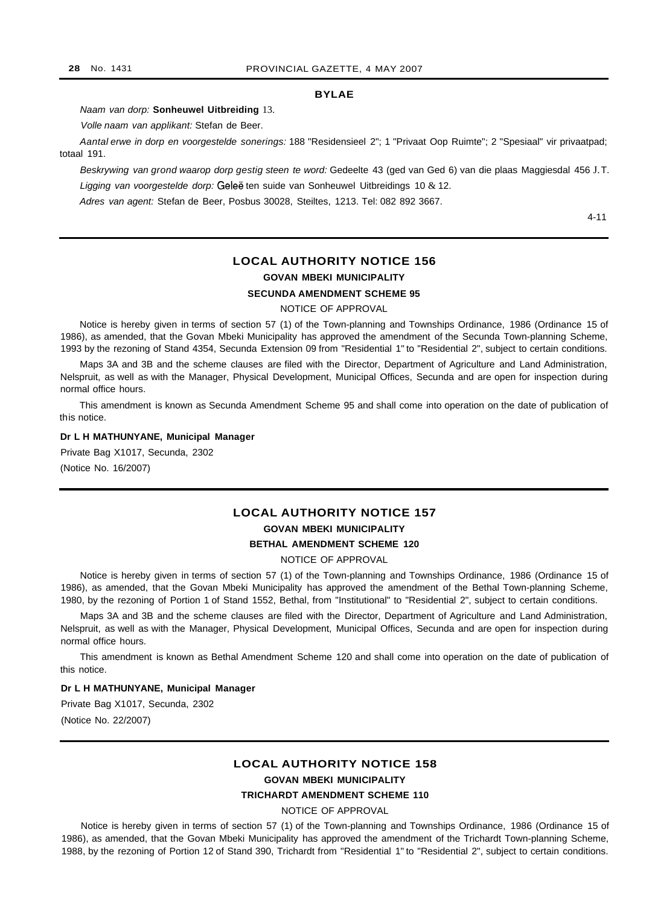**BYLAE**

*Naam van dorp:* **Sonheuwel Uitbreiding** 13.

*Volle naam van applikant:* Stefan de Beer.

*Aantal erwe in dorp en voorgestelde sonerings:* 188 "Residensieel 2"; 1 "Privaat Oop Ruimte"; 2 "Spesiaal" vir privaatpad; totaal 191.

*Beskrywing van grond waarop dorp gestig steen te word:* Gedeelte 43 (ged van Ged 6) van die plaas Maggiesdal 456 J.T.

*Ligging van voorgestelde dorp:* Geleë ten suide van Sonheuwel Uitbreidings 10 & 12.

*Adres van agent:* Stefan de Beer, Posbus 30028, Steiltes, 1213. Tel: 082 892 3667.

4-11

---

## LOCAL AUTHORITY NOTICE 156

**GOVAN MBEKI MUNICIPALITY**

**SECUNDA AMENDMENT SCHEME 95**

NOTICE OF APPROVAL

Notice is hereby given in terms of section 57 (1) of the Town-planning and Townships Ordinance, 1986 (Ordinance 15 of 1986), as amended, that the Govan Mbeki Municipality has approved the amendment of the Secunda Town-planning Scheme, 1993 by the rezoning of Stand 4354, Secunda Extension 09 from "Residential 1" to "Residential 2", subject to certain conditions.

Maps 3A and 3B and the scheme clauses are filed with the Director, Department of Agriculture and Land Administration, Nelspruit, as well as with the Manager, Physical Development, Municipal Offices, Secunda and are open for inspection during normal office hours.

This amendment is known as Secunda Amendment Scheme 95 and shall come into operation on the date of publication of this notice.

**Dr L H MATHUNYANE, Municipal Manager**

Private Bag X1017, Secunda, 2302

(Notice No. 16/2007)

---

## LOCAL AUTHORITY NOTICE 157

**GOVAN MBEKI MUNICIPALITY**

**BETHAL AMENDMENT SCHEME 120**

NOTICE OF APPROVAL

Notice is hereby given in terms of section 57 (1) of the Town-planning and Townships Ordinance, 1986 (Ordinance 15 of 1986), as amended, that the Govan Mbeki Municipality has approved the amendment of the Bethal Town-planning Scheme, 1980, by the rezoning of Portion 1 of Stand 1552, Bethal, from "Institutional" to "Residential 2", subject to certain conditions.

Maps 3A and 3B and the scheme clauses are filed with the Director, Department of Agriculture and Land Administration, Nelspruit, as well as with the Manager, Physical Development, Municipal Offices, Secunda and are open for inspection during normal office hours.

This amendment is known as Bethal Amendment Scheme 120 and shall come into operation on the date of publication of this notice.

**Dr L H MATHUNYANE, Municipal Manager**

Private Bag X1017, Secunda, 2302

(Notice No. 22/2007)

---

## LOCAL AUTHORITY NOTICE 158

**GOVAN MBEKI MUNICIPALITY**

**TRICHARDT AMENDMENT SCHEME 110**

NOTICE OF APPROVAL

Notice is hereby given in terms of section 57 (1) of the Town-planning and Townships Ordinance, 1986 (Ordinance 15 of 1986), as amended, that the Govan Mbeki Municipality has approved the amendment of the Trichardt Town-planning Scheme, 1988, by the rezoning of Portion 12 of Stand 390, Trichardt from "Residential 1" to "Residential 2", subject to certain conditions.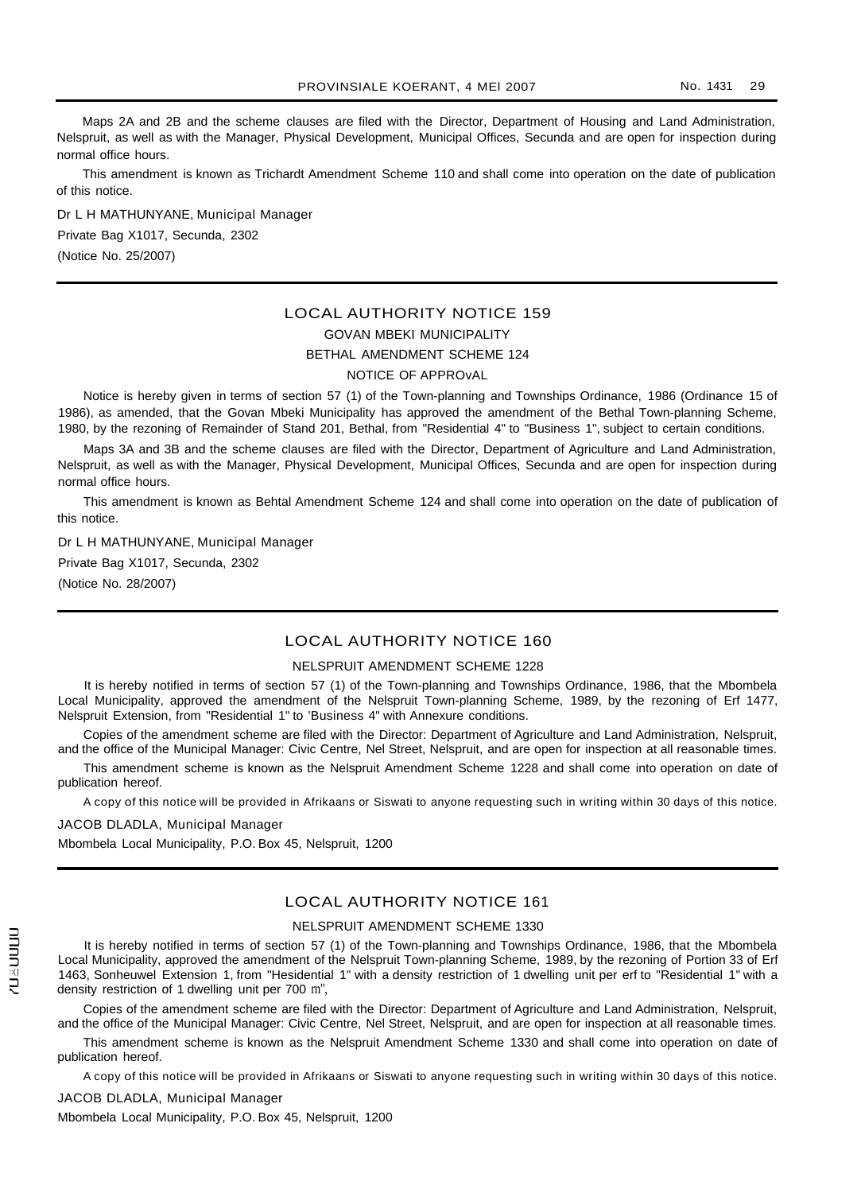Maps 2A and 2B and the scheme clauses are filed with the Director, Department of Housing and Land Administration, Nelspruit, as well as with the Manager, Physical Development, Municipal Offices, Secunda and are open for inspection during normal office hours.

This amendment is known as Trichardt Amendment Scheme 110 and shall come into operation on the date of publication of this notice.

Dr L H MATHUNYANE, Municipal Manager

Private Bag X1017, Secunda, 2302

(Notice No. 25/2007)

---

## LOCAL AUTHORITY NOTICE 159

### GOVAN MBEKI MUNICIPALITY

### BETHAL AMENDMENT SCHEME 124

### NOTICE OF APPROvAL

Notice is hereby given in terms of section 57 (1) of the Town-planning and Townships Ordinance, 1986 (Ordinance 15 of 1986), as amended, that the Govan Mbeki Municipality has approved the amendment of the Bethal Town-planning Scheme, 1980, by the rezoning of Remainder of Stand 201, Bethal, from "Residential 4" to "Business 1", subject to certain conditions.

Maps 3A and 3B and the scheme clauses are filed with the Director, Department of Agriculture and Land Administration, Nelspruit, as well as with the Manager, Physical Development, Municipal Offices, Secunda and are open for inspection during normal office hours.

This amendment is known as Behtal Amendment Scheme 124 and shall come into operation on the date of publication of this notice.

Dr L H MATHUNYANE, Municipal Manager

Private Bag X1017, Secunda, 2302

(Notice No. 28/2007)

---

## LOCAL AUTHORITY NOTICE 160

### NELSPRUIT AMENDMENT SCHEME 1228

It is hereby notified in terms of section 57 (1) of the Town-planning and Townships Ordinance, 1986, that the Mbombela Local Municipality, approved the amendment of the Nelspruit Town-planning Scheme, 1989, by the rezoning of Erf 1477, Nelspruit Extension, from "Residential 1" to 'Business 4" with Annexure conditions.

Copies of the amendment scheme are filed with the Director: Department of Agriculture and Land Administration, Nelspruit, and the office of the Municipal Manager: Civic Centre, Nel Street, Nelspruit, and are open for inspection at all reasonable times.

This amendment scheme is known as the Nelspruit Amendment Scheme 1228 and shall come into operation on date of publication hereof.

A copy of this notice will be provided in Afrikaans or Siswati to anyone requesting such in writing within 30 days of this notice.

JACOB DLADLA, Municipal Manager

Mbombela Local Municipality, P.O. Box 45, Nelspruit, 1200

---

## LOCAL AUTHORITY NOTICE 161

### NELSPRUIT AMENDMENT SCHEME 1330

It is hereby notified in terms of section 57 (1) of the Town-planning and Townships Ordinance, 1986, that the Mbombela Local Municipality, approved the amendment of the Nelspruit Town-planning Scheme, 1989, by the rezoning of Portion 33 of Erf 1463, Sonheuwel Extension 1, from "Hesidential 1" with a density restriction of 1 dwelling unit per erf to "Residential 1" with a density restriction of 1 dwelling unit per 700 m²,

Copies of the amendment scheme are filed with the Director: Department of Agriculture and Land Administration, Nelspruit, and the office of the Municipal Manager: Civic Centre, Nel Street, Nelspruit, and are open for inspection at all reasonable times.

This amendment scheme is known as the Nelspruit Amendment Scheme 1330 and shall come into operation on date of publication hereof.

A copy of this notice will be provided in Afrikaans or Siswati to anyone requesting such in writing within 30 days of this notice.

JACOB DLADLA, Municipal Manager

Mbombela Local Municipality, P.O. Box 45, Nelspruit, 1200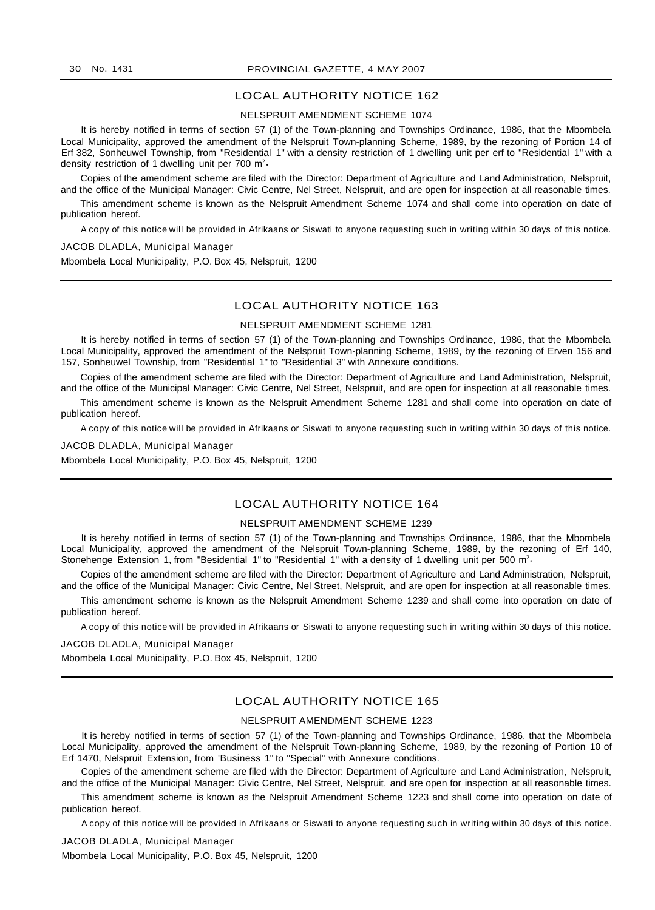## LOCAL AUTHORITY NOTICE 162

### NELSPRUIT AMENDMENT SCHEME 1074

It is hereby notified in terms of section 57 (1) of the Town-planning and Townships Ordinance, 1986, that the Mbombela Local Municipality, approved the amendment of the Nelspruit Town-planning Scheme, 1989, by the rezoning of Portion 14 of Erf 382, Sonheuwel Township, from "Residential 1" with a density restriction of 1 dwelling unit per erf to "Residential 1" with a density restriction of 1 dwelling unit per 700 $m^2$.

Copies of the amendment scheme are filed with the Director: Department of Agriculture and Land Administration, Nelspruit, and the office of the Municipal Manager: Civic Centre, Nel Street, Nelspruit, and are open for inspection at all reasonable times.

This amendment scheme is known as the Nelspruit Amendment Scheme 1074 and shall come into operation on date of publication hereof.

A copy of this notice will be provided in Afrikaans or Siswati to anyone requesting such in writing within 30 days of this notice.

JACOB DLADLA, Municipal Manager

Mbombela Local Municipality, P.O. Box 45, Nelspruit, 1200

## LOCAL AUTHORITY NOTICE 163

### NELSPRUIT AMENDMENT SCHEME 1281

It is hereby notified in terms of section 57 (1) of the Town-planning and Townships Ordinance, 1986, that the Mbombela Local Municipality, approved the amendment of the Nelspruit Town-planning Scheme, 1989, by the rezoning of Erven 156 and 157, Sonheuwel Township, from "Residential 1" to "Residential 3" with Annexure conditions.

Copies of the amendment scheme are filed with the Director: Department of Agriculture and Land Administration, Nelspruit, and the office of the Municipal Manager: Civic Centre, Nel Street, Nelspruit, and are open for inspection at all reasonable times.

This amendment scheme is known as the Nelspruit Amendment Scheme 1281 and shall come into operation on date of publication hereof.

A copy of this notice will be provided in Afrikaans or Siswati to anyone requesting such in writing within 30 days of this notice.

JACOB DLADLA, Municipal Manager

Mbombela Local Municipality, P.O. Box 45, Nelspruit, 1200

## LOCAL AUTHORITY NOTICE 164

### NELSPRUIT AMENDMENT SCHEME 1239

It is hereby notified in terms of section 57 (1) of the Town-planning and Townships Ordinance, 1986, that the Mbombela Local Municipality, approved the amendment of the Nelspruit Town-planning Scheme, 1989, by the rezoning of Erf 140, Stonehenge Extension 1, from "Besidential 1" to "Residential 1" with a density of 1 dwelling unit per 500 $m^2$.

Copies of the amendment scheme are filed with the Director: Department of Agriculture and Land Administration, Nelspruit, and the office of the Municipal Manager: Civic Centre, Nel Street, Nelspruit, and are open for inspection at all reasonable times.

This amendment scheme is known as the Nelspruit Amendment Scheme 1239 and shall come into operation on date of publication hereof.

A copy of this notice will be provided in Afrikaans or Siswati to anyone requesting such in writing within 30 days of this notice.

JACOB DLADLA, Municipal Manager

Mbombela Local Municipality, P.O. Box 45, Nelspruit, 1200

## LOCAL AUTHORITY NOTICE 165

### NELSPRUIT AMENDMENT SCHEME 1223

It is hereby notified in terms of section 57 (1) of the Town-planning and Townships Ordinance, 1986, that the Mbombela Local Municipality, approved the amendment of the Nelspruit Town-planning Scheme, 1989, by the rezoning of Portion 10 of Erf 1470, Nelspruit Extension, from 'Business 1" to "Special" with Annexure conditions.

Copies of the amendment scheme are filed with the Director: Department of Agriculture and Land Administration, Nelspruit, and the office of the Municipal Manager: Civic Centre, Nel Street, Nelspruit, and are open for inspection at all reasonable times.

This amendment scheme is known as the Nelspruit Amendment Scheme 1223 and shall come into operation on date of publication hereof.

A copy of this notice will be provided in Afrikaans or Siswati to anyone requesting such in writing within 30 days of this notice.

JACOB DLADLA, Municipal Manager

Mbombela Local Municipality, P.O. Box 45, Nelspruit, 1200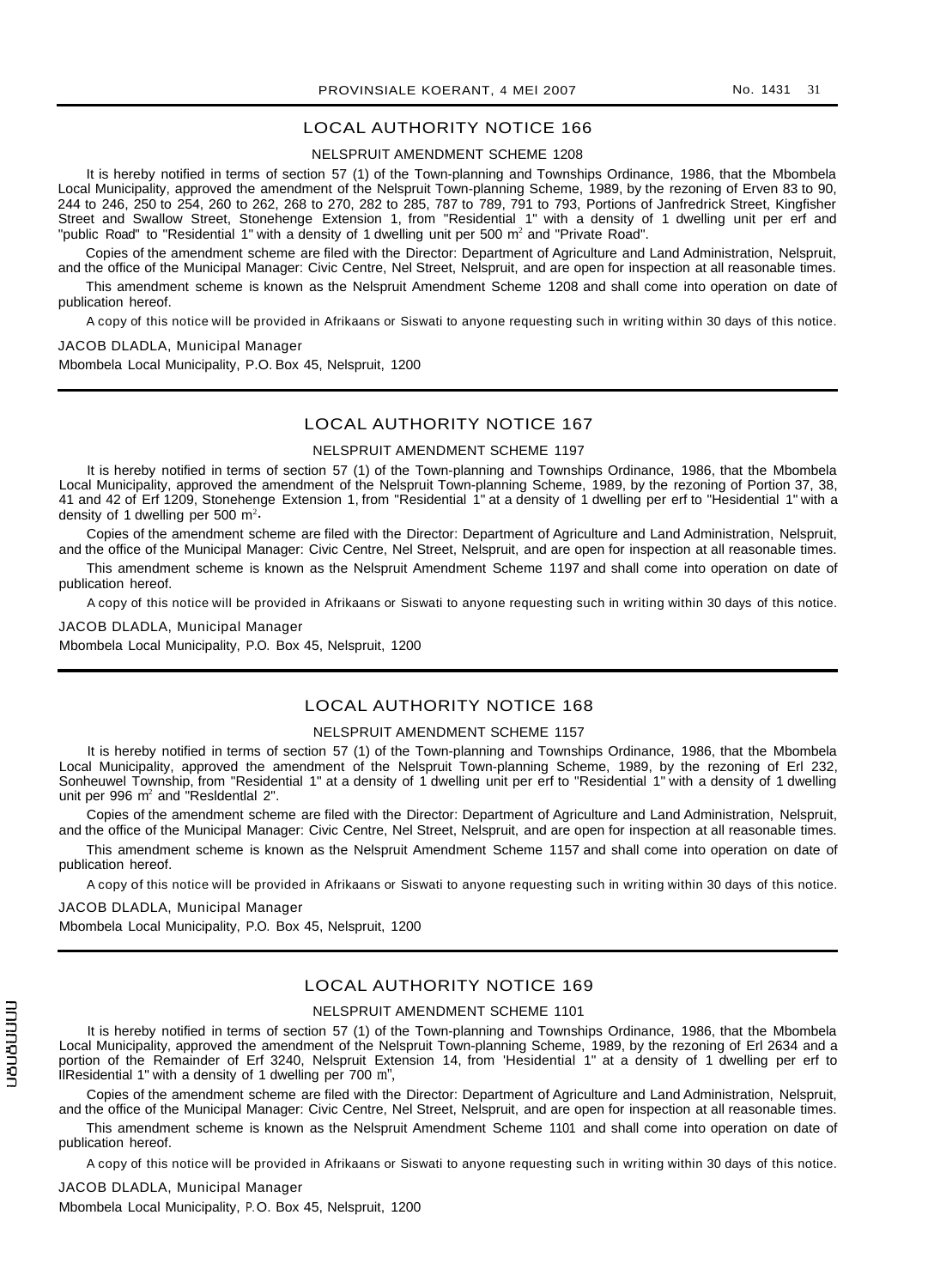## LOCAL AUTHORITY NOTICE 166

### NELSPRUIT AMENDMENT SCHEME 1208

It is hereby notified in terms of section 57 (1) of the Town-planning and Townships Ordinance, 1986, that the Mbombela Local Municipality, approved the amendment of the Nelspruit Town-planning Scheme, 1989, by the rezoning of Erven 83 to 90, 244 to 246, 250 to 254, 260 to 262, 268 to 270, 282 to 285, 787 to 789, 791 to 793, Portions of Janfredrick Street, Kingfisher Street and Swallow Street, Stonehenge Extension 1, from "Residential 1" with a density of 1 dwelling unit per erf and "public Road" to "Residential 1" with a density of 1 dwelling unit per 500 m$^2$ and "Private Road".

Copies of the amendment scheme are filed with the Director: Department of Agriculture and Land Administration, Nelspruit, and the office of the Municipal Manager: Civic Centre, Nel Street, Nelspruit, and are open for inspection at all reasonable times.

This amendment scheme is known as the Nelspruit Amendment Scheme 1208 and shall come into operation on date of publication hereof.

A copy of this notice will be provided in Afrikaans or Siswati to anyone requesting such in writing within 30 days of this notice.

JACOB DLADLA, Municipal Manager

Mbombela Local Municipality, P.O. Box 45, Nelspruit, 1200

---

## LOCAL AUTHORITY NOTICE 167

### NELSPRUIT AMENDMENT SCHEME 1197

It is hereby notified in terms of section 57 (1) of the Town-planning and Townships Ordinance, 1986, that the Mbombela Local Municipality, approved the amendment of the Nelspruit Town-planning Scheme, 1989, by the rezoning of Portion 37, 38, 41 and 42 of Erf 1209, Stonehenge Extension 1, from "Residential 1" at a density of 1 dwelling per erf to "Hesidential 1" with a density of 1 dwelling per 500 m$^2$.

Copies of the amendment scheme are filed with the Director: Department of Agriculture and Land Administration, Nelspruit, and the office of the Municipal Manager: Civic Centre, Nel Street, Nelspruit, and are open for inspection at all reasonable times.

This amendment scheme is known as the Nelspruit Amendment Scheme 1197 and shall come into operation on date of publication hereof.

A copy of this notice will be provided in Afrikaans or Siswati to anyone requesting such in writing within 30 days of this notice.

JACOB DLADLA, Municipal Manager

Mbombela Local Municipality, P.O. Box 45, Nelspruit, 1200

---

## LOCAL AUTHORITY NOTICE 168

### NELSPRUIT AMENDMENT SCHEME 1157

It is hereby notified in terms of section 57 (1) of the Town-planning and Townships Ordinance, 1986, that the Mbombela Local Municipality, approved the amendment of the Nelspruit Town-planning Scheme, 1989, by the rezoning of Erl 232, Sonheuwel Township, from "Residential 1" at a density of 1 dwelling unit per erf to "Residential 1" with a density of 1 dwelling unit per 996 m$^2$ and "Resldentlal 2".

Copies of the amendment scheme are filed with the Director: Department of Agriculture and Land Administration, Nelspruit, and the office of the Municipal Manager: Civic Centre, Nel Street, Nelspruit, and are open for inspection at all reasonable times.

This amendment scheme is known as the Nelspruit Amendment Scheme 1157 and shall come into operation on date of publication hereof.

A copy of this notice will be provided in Afrikaans or Siswati to anyone requesting such in writing within 30 days of this notice.

JACOB DLADLA, Municipal Manager

Mbombela Local Municipality, P.O. Box 45, Nelspruit, 1200

---

## LOCAL AUTHORITY NOTICE 169

### NELSPRUIT AMENDMENT SCHEME 1101

It is hereby notified in terms of section 57 (1) of the Town-planning and Townships Ordinance, 1986, that the Mbombela Local Municipality, approved the amendment of the Nelspruit Town-planning Scheme, 1989, by the rezoning of Erl 2634 and a portion of the Remainder of Erf 3240, Nelspruit Extension 14, from 'Hesidential 1" at a density of 1 dwelling per erf to IlResidential 1" with a density of 1 dwelling per 700 m$^2$,

Copies of the amendment scheme are filed with the Director: Department of Agriculture and Land Administration, Nelspruit, and the office of the Municipal Manager: Civic Centre, Nel Street, Nelspruit, and are open for inspection at all reasonable times.

This amendment scheme is known as the Nelspruit Amendment Scheme 1101 and shall come into operation on date of publication hereof.

A copy of this notice will be provided in Afrikaans or Siswati to anyone requesting such in writing within 30 days of this notice.

JACOB DLADLA, Municipal Manager

Mbombela Local Municipality, P.O. Box 45, Nelspruit, 1200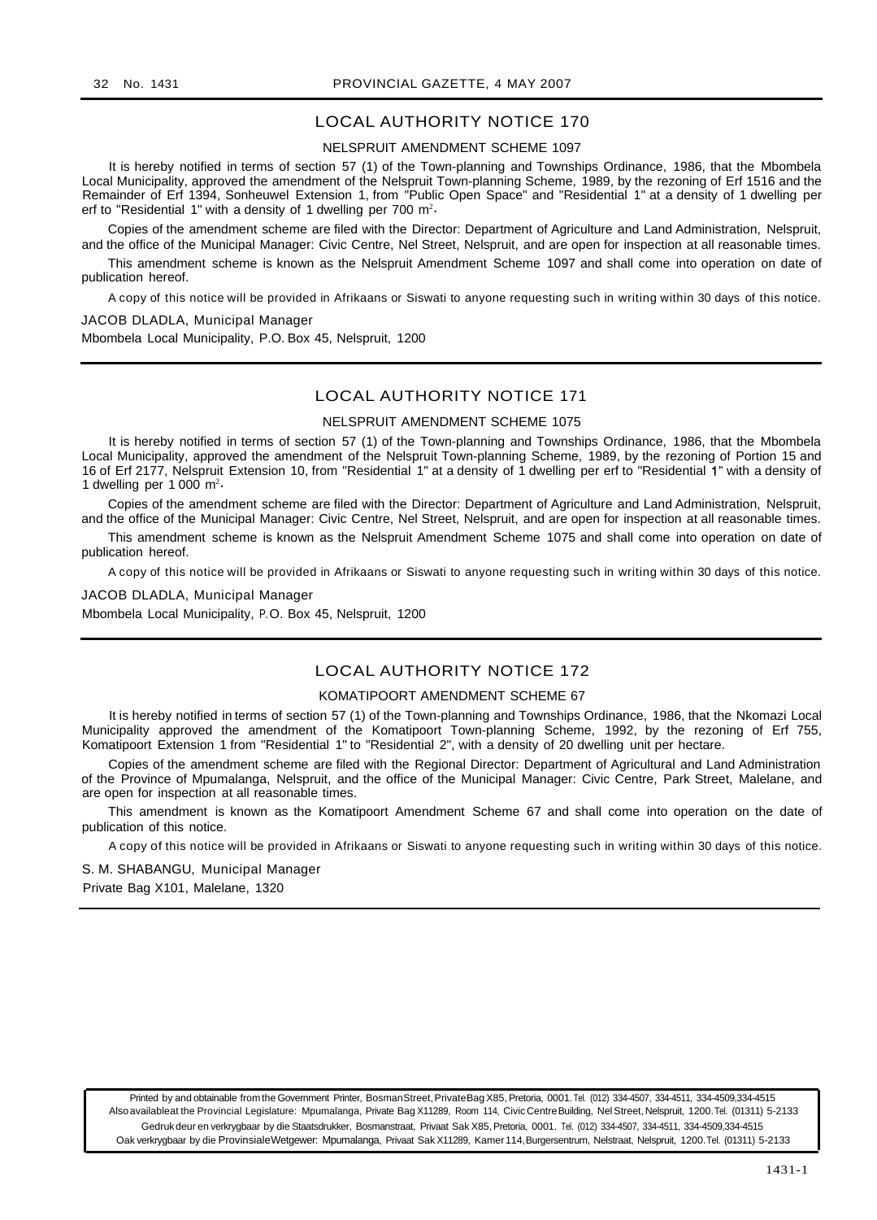## LOCAL AUTHORITY NOTICE 170

### NELSPRUIT AMENDMENT SCHEME 1097

It is hereby notified in terms of section 57 (1) of the Town-planning and Townships Ordinance, 1986, that the Mbombela Local Municipality, approved the amendment of the Nelspruit Town-planning Scheme, 1989, by the rezoning of Erf 1516 and the Remainder of Erf 1394, Sonheuwel Extension 1, from "Public Open Space" and "Residential 1" at a density of 1 dwelling per erf to "Residential 1" with a density of 1 dwelling per 700 $m^2$.

Copies of the amendment scheme are filed with the Director: Department of Agriculture and Land Administration, Nelspruit, and the office of the Municipal Manager: Civic Centre, Nel Street, Nelspruit, and are open for inspection at all reasonable times.

This amendment scheme is known as the Nelspruit Amendment Scheme 1097 and shall come into operation on date of publication hereof.

A copy of this notice will be provided in Afrikaans or Siswati to anyone requesting such in writing within 30 days of this notice.

JACOB DLADLA, Municipal Manager

Mbombela Local Municipality, P.O. Box 45, Nelspruit, 1200

## LOCAL AUTHORITY NOTICE 171

### NELSPRUIT AMENDMENT SCHEME 1075

It is hereby notified in terms of section 57 (1) of the Town-planning and Townships Ordinance, 1986, that the Mbombela Local Municipality, approved the amendment of the Nelspruit Town-planning Scheme, 1989, by the rezoning of Portion 15 and 16 of Erf 2177, Nelspruit Extension 10, from "Residential 1" at a density of 1 dwelling per erf to "Residential 1" with a density of 1 dwelling per 1 000 $m^2$.

Copies of the amendment scheme are filed with the Director: Department of Agriculture and Land Administration, Nelspruit, and the office of the Municipal Manager: Civic Centre, Nel Street, Nelspruit, and are open for inspection at all reasonable times.

This amendment scheme is known as the Nelspruit Amendment Scheme 1075 and shall come into operation on date of publication hereof.

A copy of this notice will be provided in Afrikaans or Siswati to anyone requesting such in writing within 30 days of this notice.

JACOB DLADLA, Municipal Manager

Mbombela Local Municipality, P.O. Box 45, Nelspruit, 1200

## LOCAL AUTHORITY NOTICE 172

### KOMATIPOORT AMENDMENT SCHEME 67

It is hereby notified in terms of section 57 (1) of the Town-planning and Townships Ordinance, 1986, that the Nkomazi Local Municipality approved the amendment of the Komatipoort Town-planning Scheme, 1992, by the rezoning of Erf 755, Komatipoort Extension 1 from "Residential 1" to "Residential 2", with a density of 20 dwelling unit per hectare.

Copies of the amendment scheme are filed with the Regional Director: Department of Agricultural and Land Administration of the Province of Mpumalanga, Nelspruit, and the office of the Municipal Manager: Civic Centre, Park Street, Malelane, and are open for inspection at all reasonable times.

This amendment is known as the Komatipoort Amendment Scheme 67 and shall come into operation on the date of publication of this notice.

A copy of this notice will be provided in Afrikaans or Siswati to anyone requesting such in writing within 30 days of this notice.

S. M. SHABANGU, Municipal Manager

Private Bag X101, Malelane, 1320

Printed by and obtainable from the Government Printer, Bosman Street, Private Bag X85, Pretoria, 0001. Tel. (012) 334-4507, 334-4511, 334-4509, 334-4515
Also available at the Provincial Legislature: Mpumalanga, Private Bag X11289, Room 114, Civic Centre Building, Nel Street, Nelspruit, 1200. Tel. (01311) 5-2133
Gedruk deur en verkrygbaar by die Staatsdrukker, Bosmanstraat, Privaat Sak X85, Pretoria, 0001. Tel. (012) 334-4507, 334-4511, 334-4509, 334-4515
Oak verkrygbaar by die Provinsiale Wetgewer: Mpumalanga, Privaat Sak X11289, Kamer 114, Burgersentrum, Nelstraat, Nelspruit, 1200. Tel. (01311) 5-2133